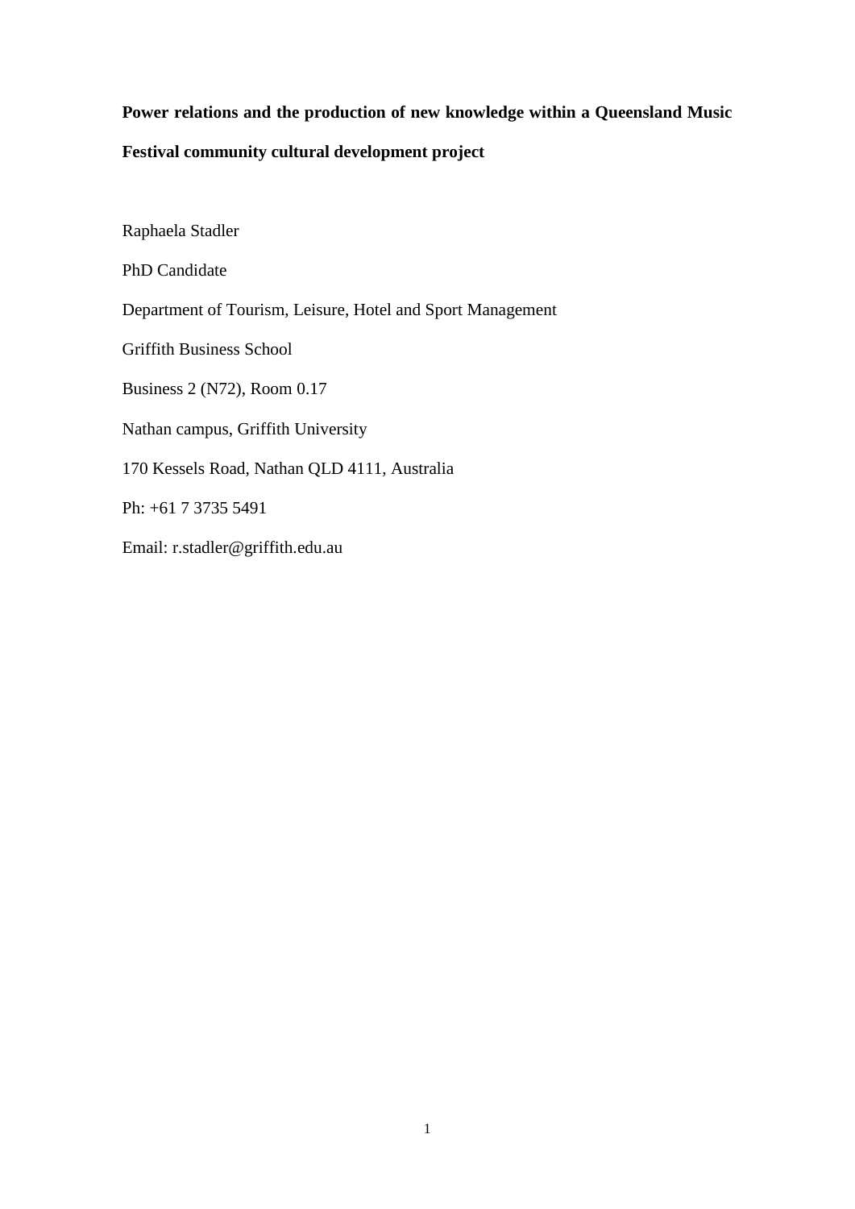# Power relations and the production of new knowledge within a Queensland Music Festival community cultural development project

Raphaela Stadler

PhD Candidate

Department of Tourism, Leisure, Hotel and Sport Management

Griffith Business School

Business 2 (N72), Room 0.17

Nathan campus, Griffith University

170 Kessels Road, Nathan QLD 4111, Australia

Ph: +61 7 3735 5491

Email: r.stadler@griffith.edu.au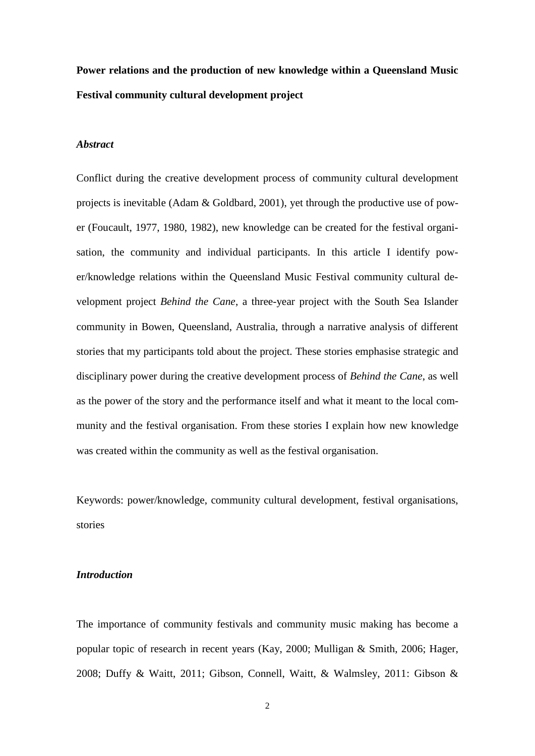**Power relations and the production of new knowledge within a Queensland Music Festival community cultural development project**

### *Abstract*

Conflict during the creative development process of community cultural development projects is inevitable (Adam & Goldbard, 2001), yet through the productive use of power (Foucault, 1977, 1980, 1982), new knowledge can be created for the festival organisation, the community and individual participants. In this article I identify power/knowledge relations within the Queensland Music Festival community cultural development project *Behind the Cane*, a three-year project with the South Sea Islander community in Bowen, Queensland, Australia, through a narrative analysis of different stories that my participants told about the project. These stories emphasise strategic and disciplinary power during the creative development process of *Behind the Cane*, as well as the power of the story and the performance itself and what it meant to the local community and the festival organisation. From these stories I explain how new knowledge was created within the community as well as the festival organisation.

Keywords: power/knowledge, community cultural development, festival organisations, stories

### *Introduction*

The importance of community festivals and community music making has become a popular topic of research in recent years (Kay, 2000; Mulligan & Smith, 2006; Hager, 2008; Duffy & Waitt, 2011; Gibson, Connell, Waitt, & Walmsley, 2011: Gibson &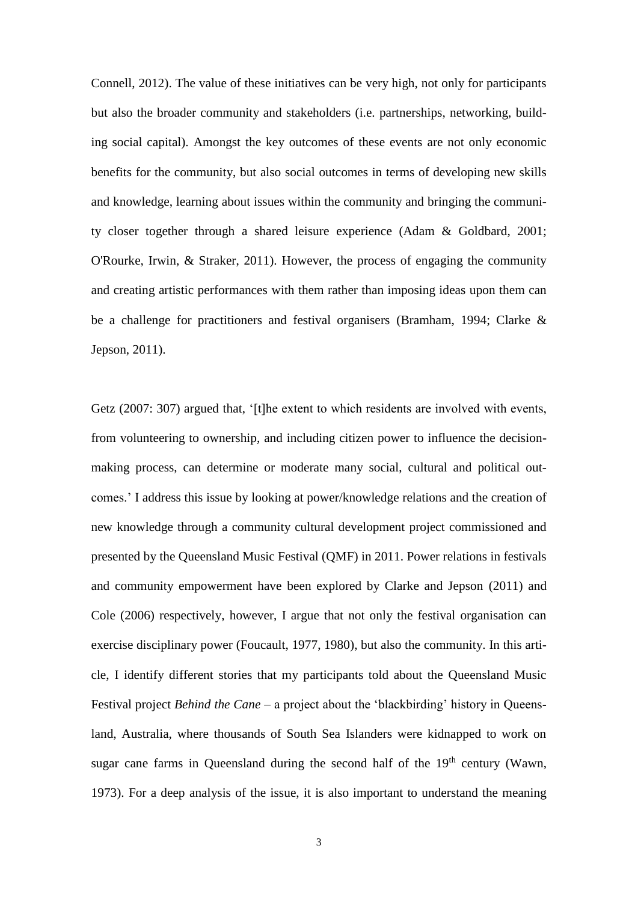Connell, 2012). The value of these initiatives can be very high, not only for participants but also the broader community and stakeholders (i.e. partnerships, networking, building social capital). Amongst the key outcomes of these events are not only economic benefits for the community, but also social outcomes in terms of developing new skills and knowledge, learning about issues within the community and bringing the community closer together through a shared leisure experience (Adam & Goldbard, 2001; O'Rourke, Irwin, & Straker, 2011). However, the process of engaging the community and creating artistic performances with them rather than imposing ideas upon them can be a challenge for practitioners and festival organisers (Bramham, 1994; Clarke & Jepson, 2011).

Getz (2007: 307) argued that, '[t]he extent to which residents are involved with events, from volunteering to ownership, and including citizen power to influence the decision-making process, can determine or moderate many social, cultural and political outcomes.' I address this issue by looking at power/knowledge relations and the creation of new knowledge through a community cultural development project commissioned and presented by the Queensland Music Festival (QMF) in 2011. Power relations in festivals and community empowerment have been explored by Clarke and Jepson (2011) and Cole (2006) respectively, however, I argue that not only the festival organisation can exercise disciplinary power (Foucault, 1977, 1980), but also the community. In this article, I identify different stories that my participants told about the Queensland Music Festival project *Behind the Cane* – a project about the 'blackbirding' history in Queensland, Australia, where thousands of South Sea Islanders were kidnapped to work on sugar cane farms in Queensland during the second half of the 19th century (Wawn, 1973). For a deep analysis of the issue, it is also important to understand the meaning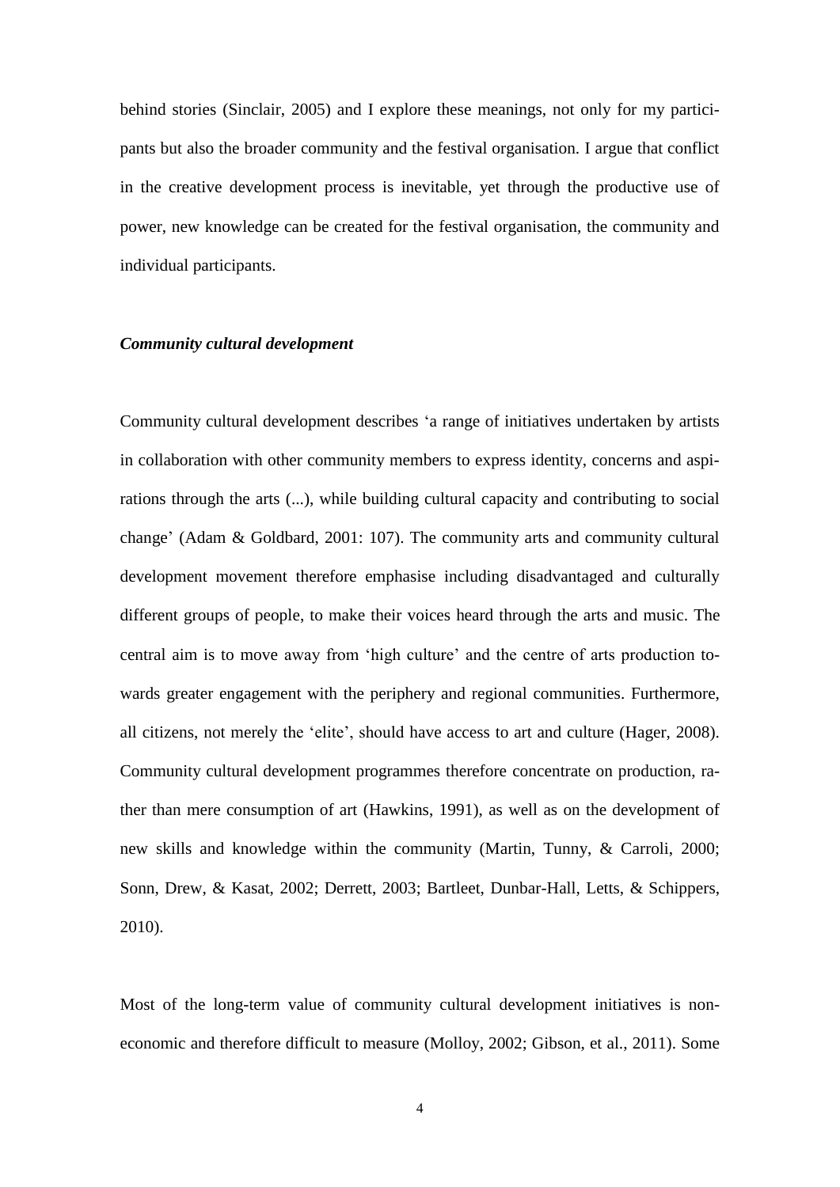behind stories (Sinclair, 2005) and I explore these meanings, not only for my participants but also the broader community and the festival organisation. I argue that conflict in the creative development process is inevitable, yet through the productive use of power, new knowledge can be created for the festival organisation, the community and individual participants.

### *Community cultural development*

Community cultural development describes 'a range of initiatives undertaken by artists in collaboration with other community members to express identity, concerns and aspirations through the arts (...), while building cultural capacity and contributing to social change' (Adam & Goldbard, 2001: 107). The community arts and community cultural development movement therefore emphasise including disadvantaged and culturally different groups of people, to make their voices heard through the arts and music. The central aim is to move away from 'high culture' and the centre of arts production towards greater engagement with the periphery and regional communities. Furthermore, all citizens, not merely the 'elite', should have access to art and culture (Hager, 2008). Community cultural development programmes therefore concentrate on production, rather than mere consumption of art (Hawkins, 1991), as well as on the development of new skills and knowledge within the community (Martin, Tunny, & Carroli, 2000; Sonn, Drew, & Kasat, 2002; Derrett, 2003; Bartleet, Dunbar-Hall, Letts, & Schippers, 2010).

Most of the long-term value of community cultural development initiatives is non-economic and therefore difficult to measure (Molloy, 2002; Gibson, et al., 2011). Some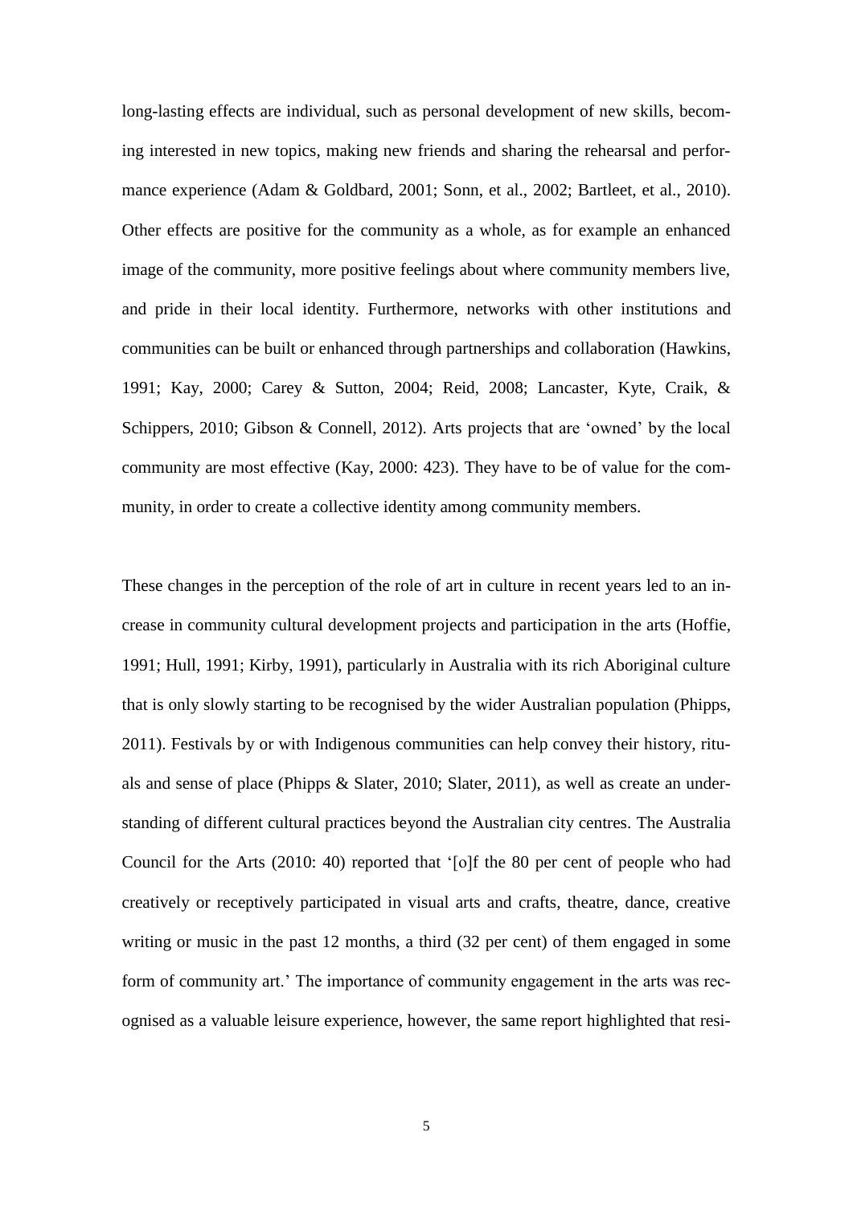long-lasting effects are individual, such as personal development of new skills, becoming interested in new topics, making new friends and sharing the rehearsal and performance experience (Adam & Goldbard, 2001; Sonn, et al., 2002; Bartleet, et al., 2010). Other effects are positive for the community as a whole, as for example an enhanced image of the community, more positive feelings about where community members live, and pride in their local identity. Furthermore, networks with other institutions and communities can be built or enhanced through partnerships and collaboration (Hawkins, 1991; Kay, 2000; Carey & Sutton, 2004; Reid, 2008; Lancaster, Kyte, Craik, & Schippers, 2010; Gibson & Connell, 2012). Arts projects that are 'owned' by the local community are most effective (Kay, 2000: 423). They have to be of value for the community, in order to create a collective identity among community members.

These changes in the perception of the role of art in culture in recent years led to an increase in community cultural development projects and participation in the arts (Hoffie, 1991; Hull, 1991; Kirby, 1991), particularly in Australia with its rich Aboriginal culture that is only slowly starting to be recognised by the wider Australian population (Phipps, 2011). Festivals by or with Indigenous communities can help convey their history, rituals and sense of place (Phipps & Slater, 2010; Slater, 2011), as well as create an understanding of different cultural practices beyond the Australian city centres. The Australia Council for the Arts (2010: 40) reported that '[o]f the 80 per cent of people who had creatively or receptively participated in visual arts and crafts, theatre, dance, creative writing or music in the past 12 months, a third (32 per cent) of them engaged in some form of community art.' The importance of community engagement in the arts was recognised as a valuable leisure experience, however, the same report highlighted that resi-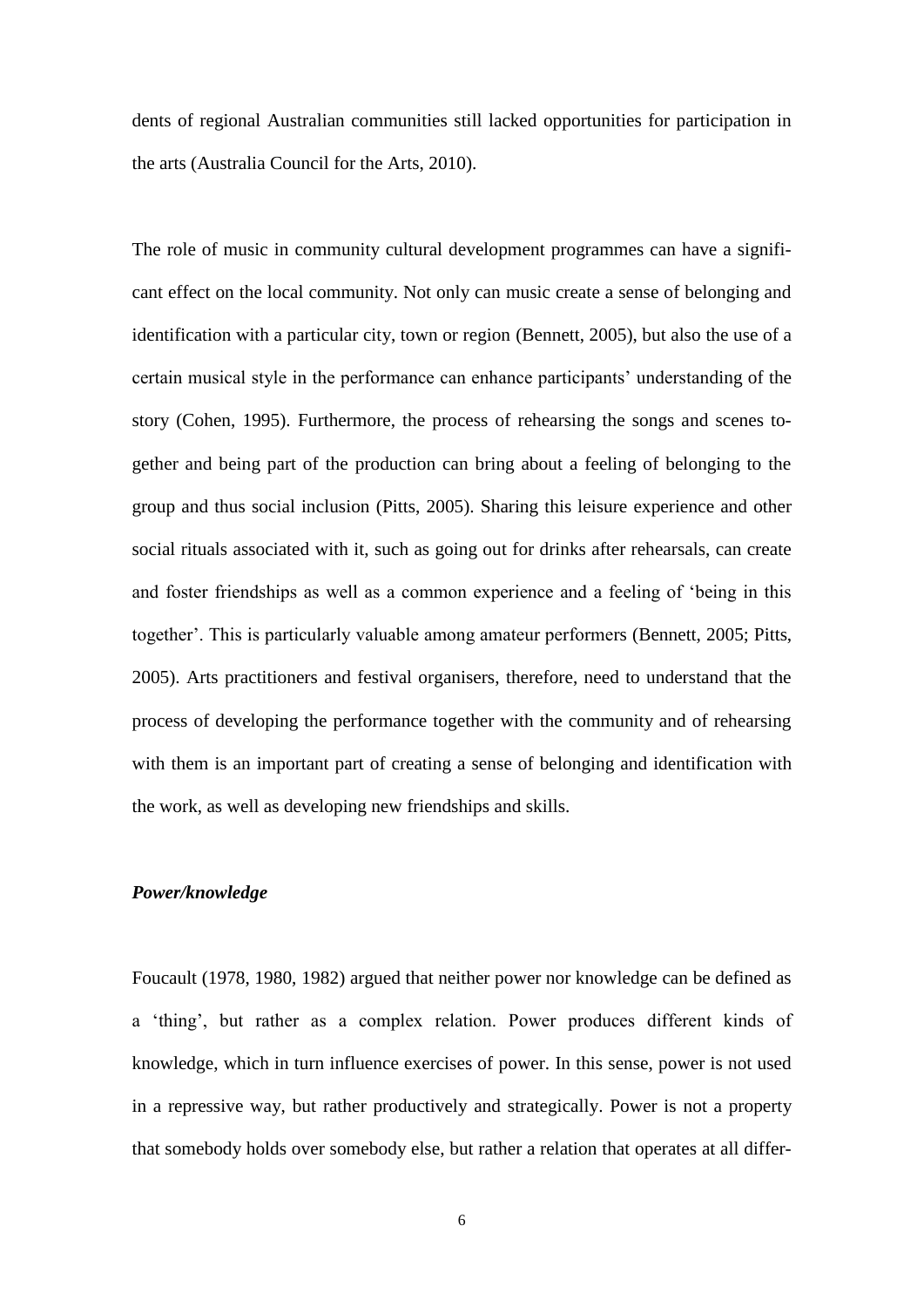dents of regional Australian communities still lacked opportunities for participation in the arts (Australia Council for the Arts, 2010).

The role of music in community cultural development programmes can have a significant effect on the local community. Not only can music create a sense of belonging and identification with a particular city, town or region (Bennett, 2005), but also the use of a certain musical style in the performance can enhance participants' understanding of the story (Cohen, 1995). Furthermore, the process of rehearsing the songs and scenes together and being part of the production can bring about a feeling of belonging to the group and thus social inclusion (Pitts, 2005). Sharing this leisure experience and other social rituals associated with it, such as going out for drinks after rehearsals, can create and foster friendships as well as a common experience and a feeling of 'being in this together'. This is particularly valuable among amateur performers (Bennett, 2005; Pitts, 2005). Arts practitioners and festival organisers, therefore, need to understand that the process of developing the performance together with the community and of rehearsing with them is an important part of creating a sense of belonging and identification with the work, as well as developing new friendships and skills.

### *Power/knowledge*

Foucault (1978, 1980, 1982) argued that neither power nor knowledge can be defined as a 'thing', but rather as a complex relation. Power produces different kinds of knowledge, which in turn influence exercises of power. In this sense, power is not used in a repressive way, but rather productively and strategically. Power is not a property that somebody holds over somebody else, but rather a relation that operates at all differ-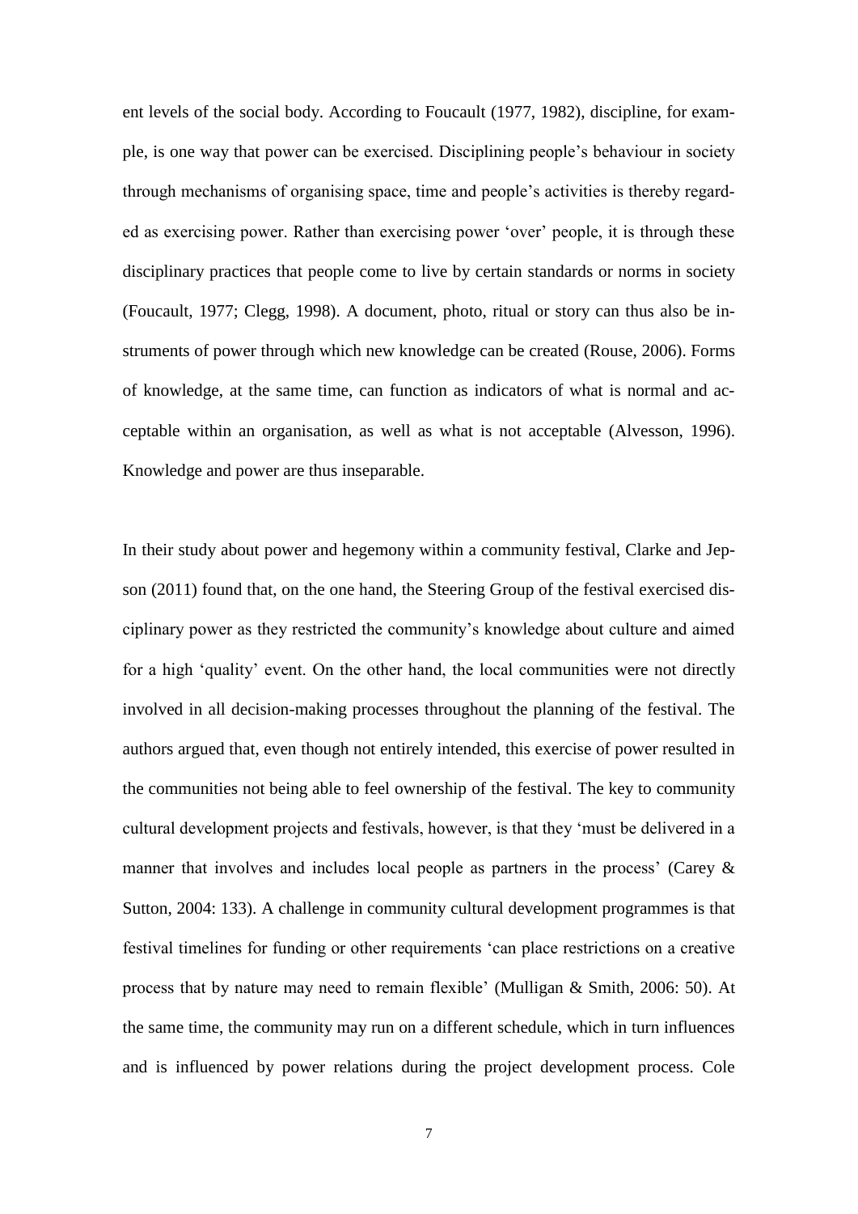ent levels of the social body. According to Foucault (1977, 1982), discipline, for example, is one way that power can be exercised. Disciplining people's behaviour in society through mechanisms of organising space, time and people's activities is thereby regarded as exercising power. Rather than exercising power 'over' people, it is through these disciplinary practices that people come to live by certain standards or norms in society (Foucault, 1977; Clegg, 1998). A document, photo, ritual or story can thus also be instruments of power through which new knowledge can be created (Rouse, 2006). Forms of knowledge, at the same time, can function as indicators of what is normal and acceptable within an organisation, as well as what is not acceptable (Alvesson, 1996). Knowledge and power are thus inseparable.

In their study about power and hegemony within a community festival, Clarke and Jepson (2011) found that, on the one hand, the Steering Group of the festival exercised disciplinary power as they restricted the community's knowledge about culture and aimed for a high 'quality' event. On the other hand, the local communities were not directly involved in all decision-making processes throughout the planning of the festival. The authors argued that, even though not entirely intended, this exercise of power resulted in the communities not being able to feel ownership of the festival. The key to community cultural development projects and festivals, however, is that they 'must be delivered in a manner that involves and includes local people as partners in the process' (Carey & Sutton, 2004: 133). A challenge in community cultural development programmes is that festival timelines for funding or other requirements 'can place restrictions on a creative process that by nature may need to remain flexible' (Mulligan & Smith, 2006: 50). At the same time, the community may run on a different schedule, which in turn influences and is influenced by power relations during the project development process. Cole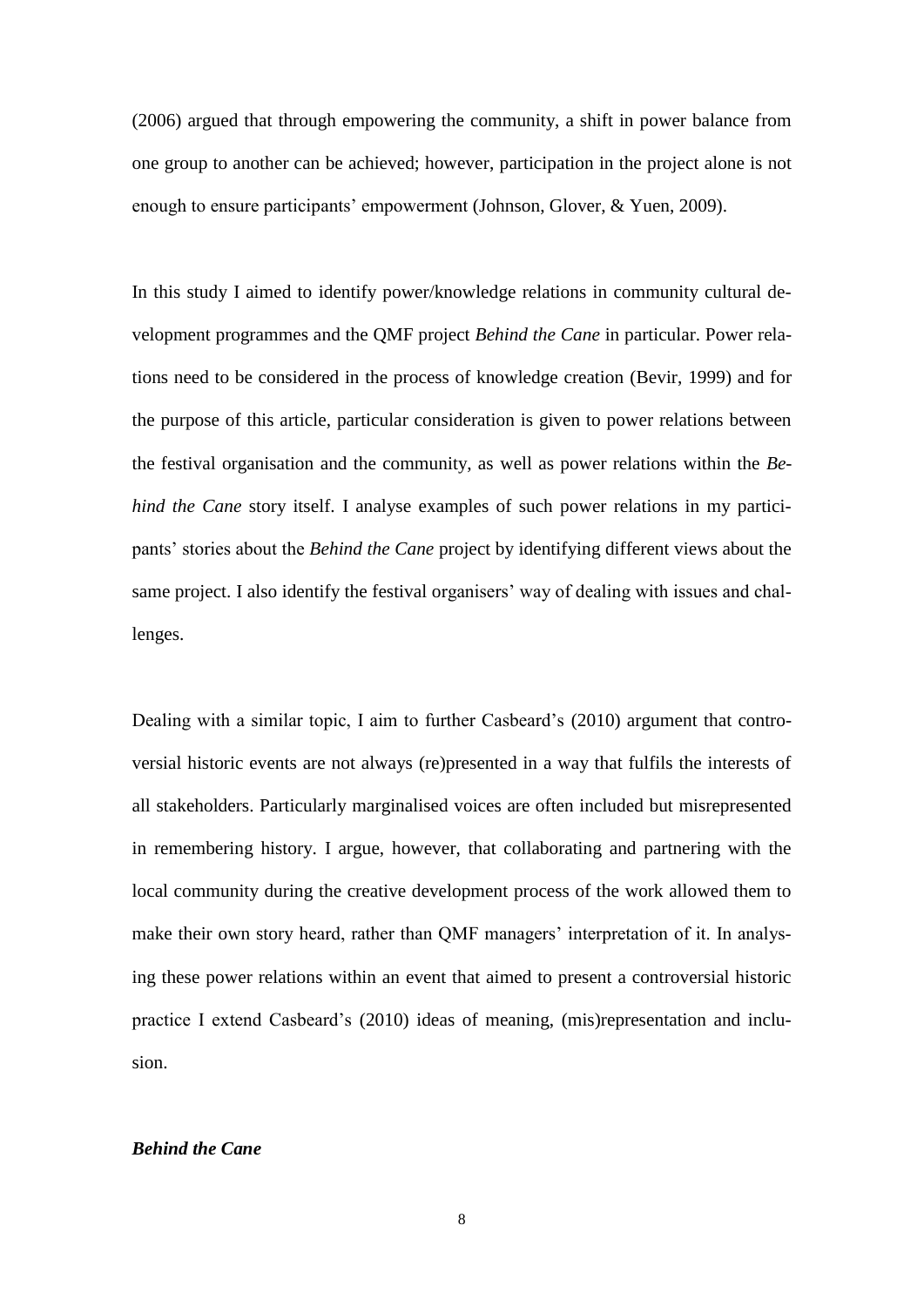(2006) argued that through empowering the community, a shift in power balance from one group to another can be achieved; however, participation in the project alone is not enough to ensure participants' empowerment (Johnson, Glover, & Yuen, 2009).

In this study I aimed to identify power/knowledge relations in community cultural development programmes and the QMF project *Behind the Cane* in particular. Power relations need to be considered in the process of knowledge creation (Bevir, 1999) and for the purpose of this article, particular consideration is given to power relations between the festival organisation and the community, as well as power relations within the *Behind the Cane* story itself. I analyse examples of such power relations in my participants' stories about the *Behind the Cane* project by identifying different views about the same project. I also identify the festival organisers' way of dealing with issues and challenges.

Dealing with a similar topic, I aim to further Casbeard's (2010) argument that controversial historic events are not always (re)presented in a way that fulfils the interests of all stakeholders. Particularly marginalised voices are often included but misrepresented in remembering history. I argue, however, that collaborating and partnering with the local community during the creative development process of the work allowed them to make their own story heard, rather than QMF managers' interpretation of it. In analysing these power relations within an event that aimed to present a controversial historic practice I extend Casbeard's (2010) ideas of meaning, (mis)representation and inclusion.

### *Behind the Cane*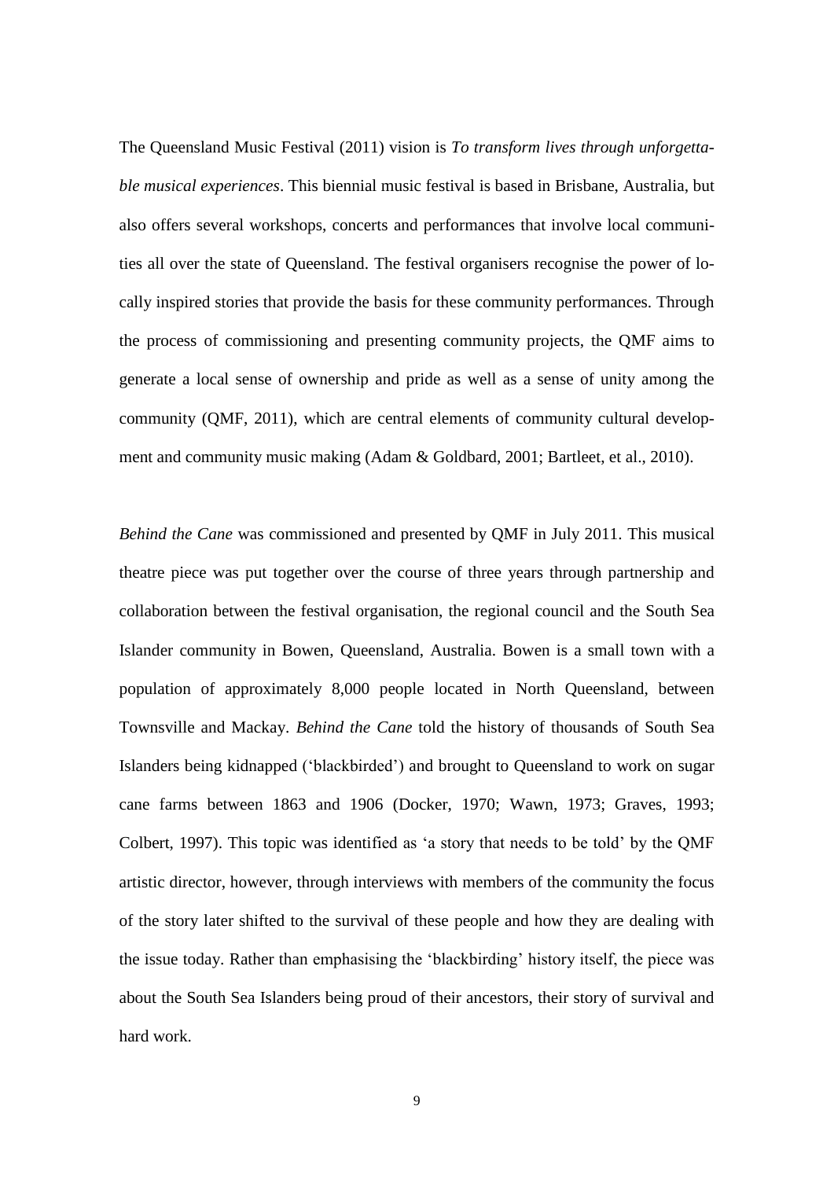The Queensland Music Festival (2011) vision is *To transform lives through unforgettable musical experiences*. This biennial music festival is based in Brisbane, Australia, but also offers several workshops, concerts and performances that involve local communities all over the state of Queensland. The festival organisers recognise the power of locally inspired stories that provide the basis for these community performances. Through the process of commissioning and presenting community projects, the QMF aims to generate a local sense of ownership and pride as well as a sense of unity among the community (QMF, 2011), which are central elements of community cultural development and community music making (Adam & Goldbard, 2001; Bartleet, et al., 2010).

*Behind the Cane* was commissioned and presented by QMF in July 2011. This musical theatre piece was put together over the course of three years through partnership and collaboration between the festival organisation, the regional council and the South Sea Islander community in Bowen, Queensland, Australia. Bowen is a small town with a population of approximately 8,000 people located in North Queensland, between Townsville and Mackay. *Behind the Cane* told the history of thousands of South Sea Islanders being kidnapped ('blackbirded') and brought to Queensland to work on sugar cane farms between 1863 and 1906 (Docker, 1970; Wawn, 1973; Graves, 1993; Colbert, 1997). This topic was identified as 'a story that needs to be told' by the QMF artistic director, however, through interviews with members of the community the focus of the story later shifted to the survival of these people and how they are dealing with the issue today. Rather than emphasising the 'blackbirding' history itself, the piece was about the South Sea Islanders being proud of their ancestors, their story of survival and hard work.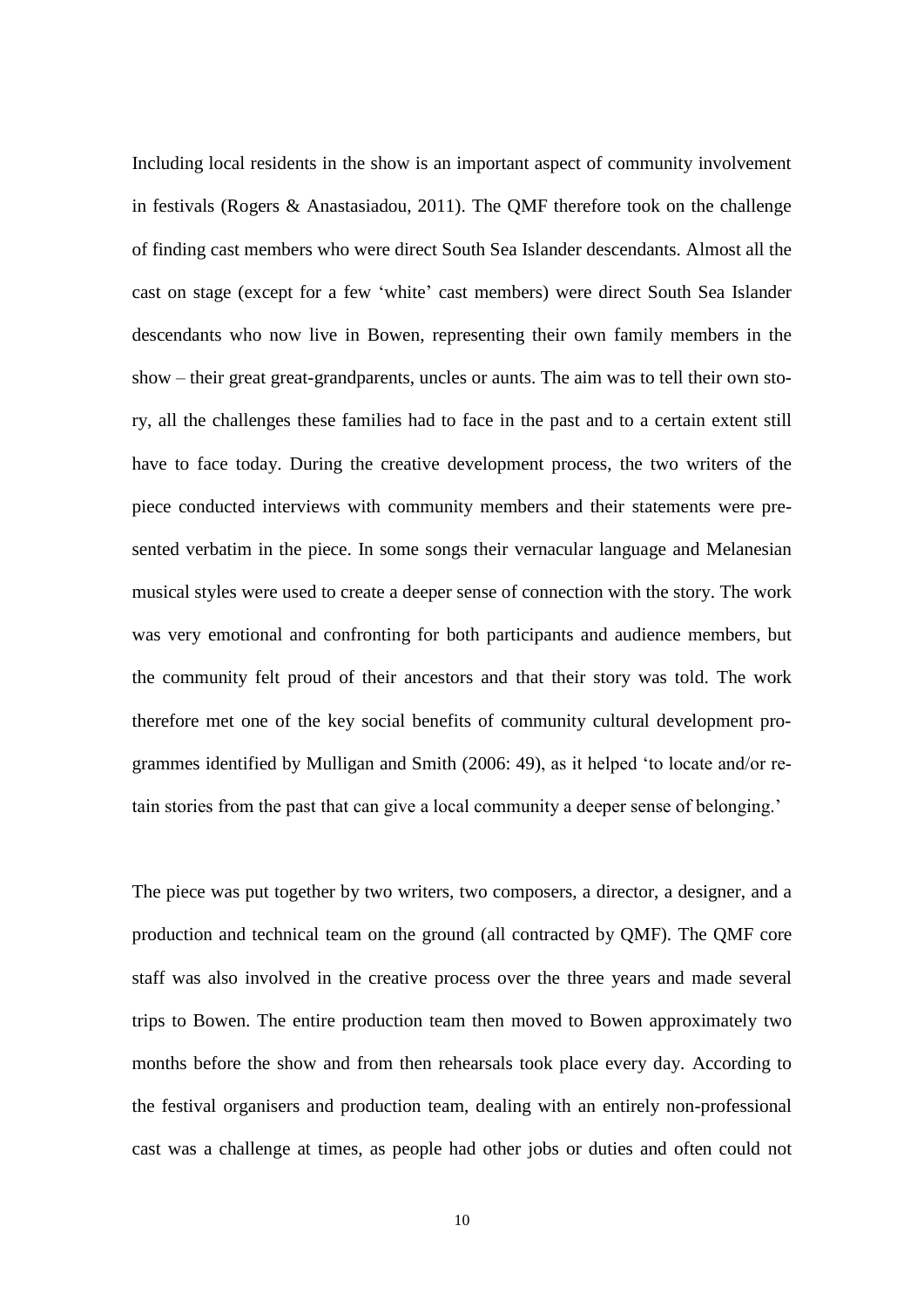Including local residents in the show is an important aspect of community involvement in festivals (Rogers & Anastasiadou, 2011). The QMF therefore took on the challenge of finding cast members who were direct South Sea Islander descendants. Almost all the cast on stage (except for a few 'white' cast members) were direct South Sea Islander descendants who now live in Bowen, representing their own family members in the show – their great great-grandparents, uncles or aunts. The aim was to tell their own story, all the challenges these families had to face in the past and to a certain extent still have to face today. During the creative development process, the two writers of the piece conducted interviews with community members and their statements were presented verbatim in the piece. In some songs their vernacular language and Melanesian musical styles were used to create a deeper sense of connection with the story. The work was very emotional and confronting for both participants and audience members, but the community felt proud of their ancestors and that their story was told. The work therefore met one of the key social benefits of community cultural development programmes identified by Mulligan and Smith (2006: 49), as it helped 'to locate and/or retain stories from the past that can give a local community a deeper sense of belonging.'

The piece was put together by two writers, two composers, a director, a designer, and a production and technical team on the ground (all contracted by QMF). The QMF core staff was also involved in the creative process over the three years and made several trips to Bowen. The entire production team then moved to Bowen approximately two months before the show and from then rehearsals took place every day. According to the festival organisers and production team, dealing with an entirely non-professional cast was a challenge at times, as people had other jobs or duties and often could not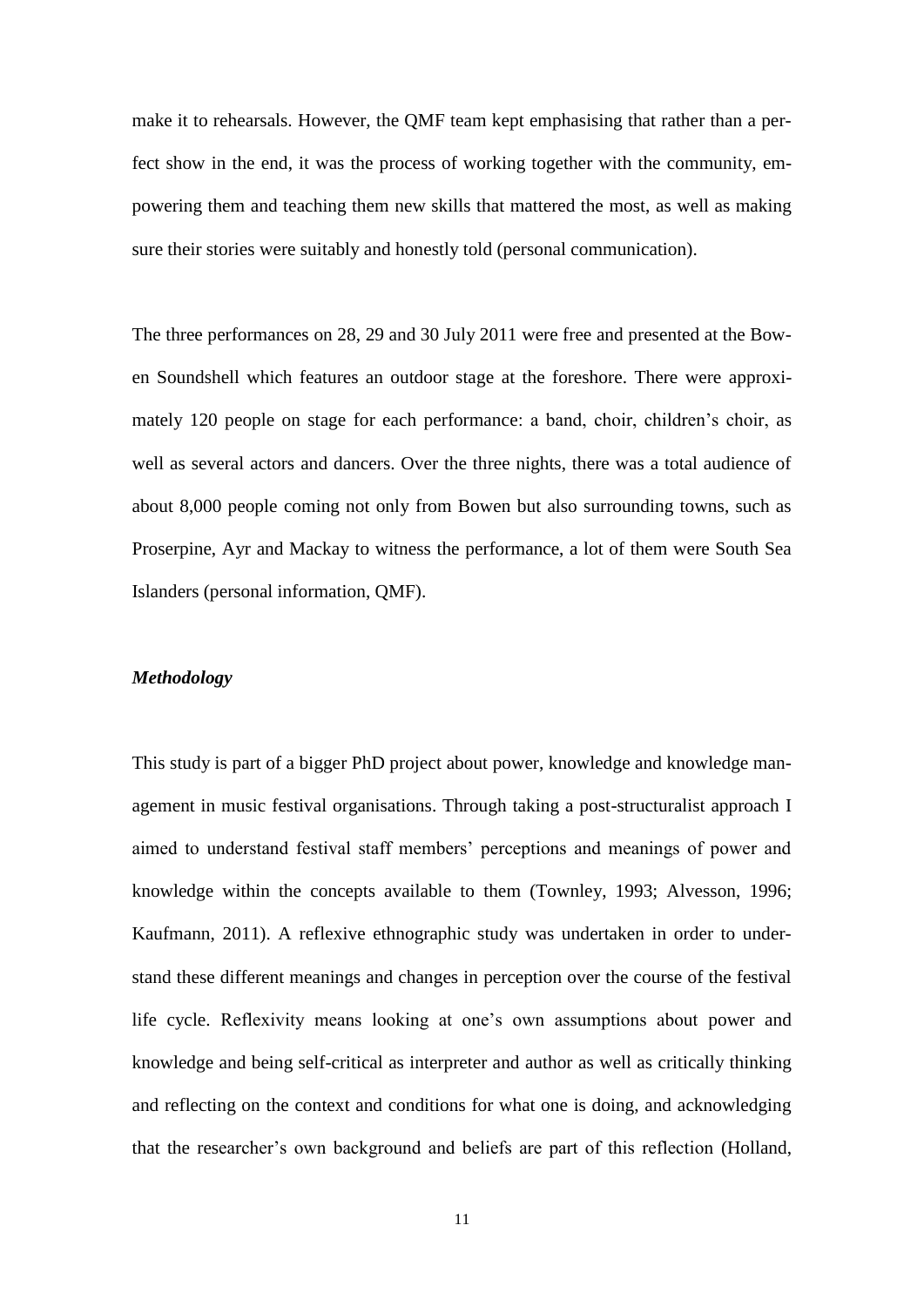make it to rehearsals. However, the QMF team kept emphasising that rather than a perfect show in the end, it was the process of working together with the community, empowering them and teaching them new skills that mattered the most, as well as making sure their stories were suitably and honestly told (personal communication).

The three performances on 28, 29 and 30 July 2011 were free and presented at the Bowen Soundshell which features an outdoor stage at the foreshore. There were approximately 120 people on stage for each performance: a band, choir, children's choir, as well as several actors and dancers. Over the three nights, there was a total audience of about 8,000 people coming not only from Bowen but also surrounding towns, such as Proserpine, Ayr and Mackay to witness the performance, a lot of them were South Sea Islanders (personal information, QMF).

### *Methodology*

This study is part of a bigger PhD project about power, knowledge and knowledge management in music festival organisations. Through taking a post-structuralist approach I aimed to understand festival staff members' perceptions and meanings of power and knowledge within the concepts available to them (Townley, 1993; Alvesson, 1996; Kaufmann, 2011). A reflexive ethnographic study was undertaken in order to understand these different meanings and changes in perception over the course of the festival life cycle. Reflexivity means looking at one's own assumptions about power and knowledge and being self-critical as interpreter and author as well as critically thinking and reflecting on the context and conditions for what one is doing, and acknowledging that the researcher's own background and beliefs are part of this reflection (Holland,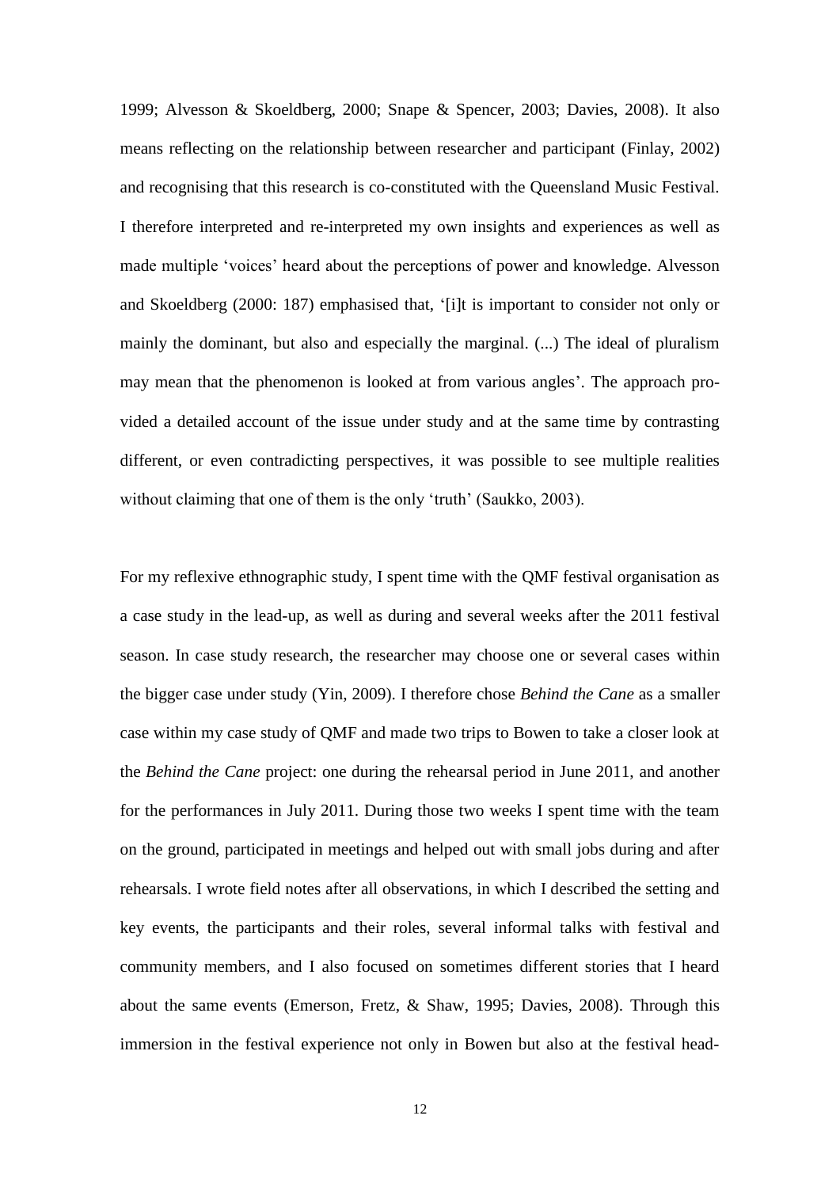1999; Alvesson & Skoeldberg, 2000; Snape & Spencer, 2003; Davies, 2008). It also means reflecting on the relationship between researcher and participant (Finlay, 2002) and recognising that this research is co-constituted with the Queensland Music Festival. I therefore interpreted and re-interpreted my own insights and experiences as well as made multiple 'voices' heard about the perceptions of power and knowledge. Alvesson and Skoeldberg (2000: 187) emphasised that, '[i]t is important to consider not only or mainly the dominant, but also and especially the marginal. (...) The ideal of pluralism may mean that the phenomenon is looked at from various angles'. The approach provided a detailed account of the issue under study and at the same time by contrasting different, or even contradicting perspectives, it was possible to see multiple realities without claiming that one of them is the only 'truth' (Saukko, 2003).

For my reflexive ethnographic study, I spent time with the QMF festival organisation as a case study in the lead-up, as well as during and several weeks after the 2011 festival season. In case study research, the researcher may choose one or several cases within the bigger case under study (Yin, 2009). I therefore chose *Behind the Cane* as a smaller case within my case study of QMF and made two trips to Bowen to take a closer look at the *Behind the Cane* project: one during the rehearsal period in June 2011, and another for the performances in July 2011. During those two weeks I spent time with the team on the ground, participated in meetings and helped out with small jobs during and after rehearsals. I wrote field notes after all observations, in which I described the setting and key events, the participants and their roles, several informal talks with festival and community members, and I also focused on sometimes different stories that I heard about the same events (Emerson, Fretz, & Shaw, 1995; Davies, 2008). Through this immersion in the festival experience not only in Bowen but also at the festival head-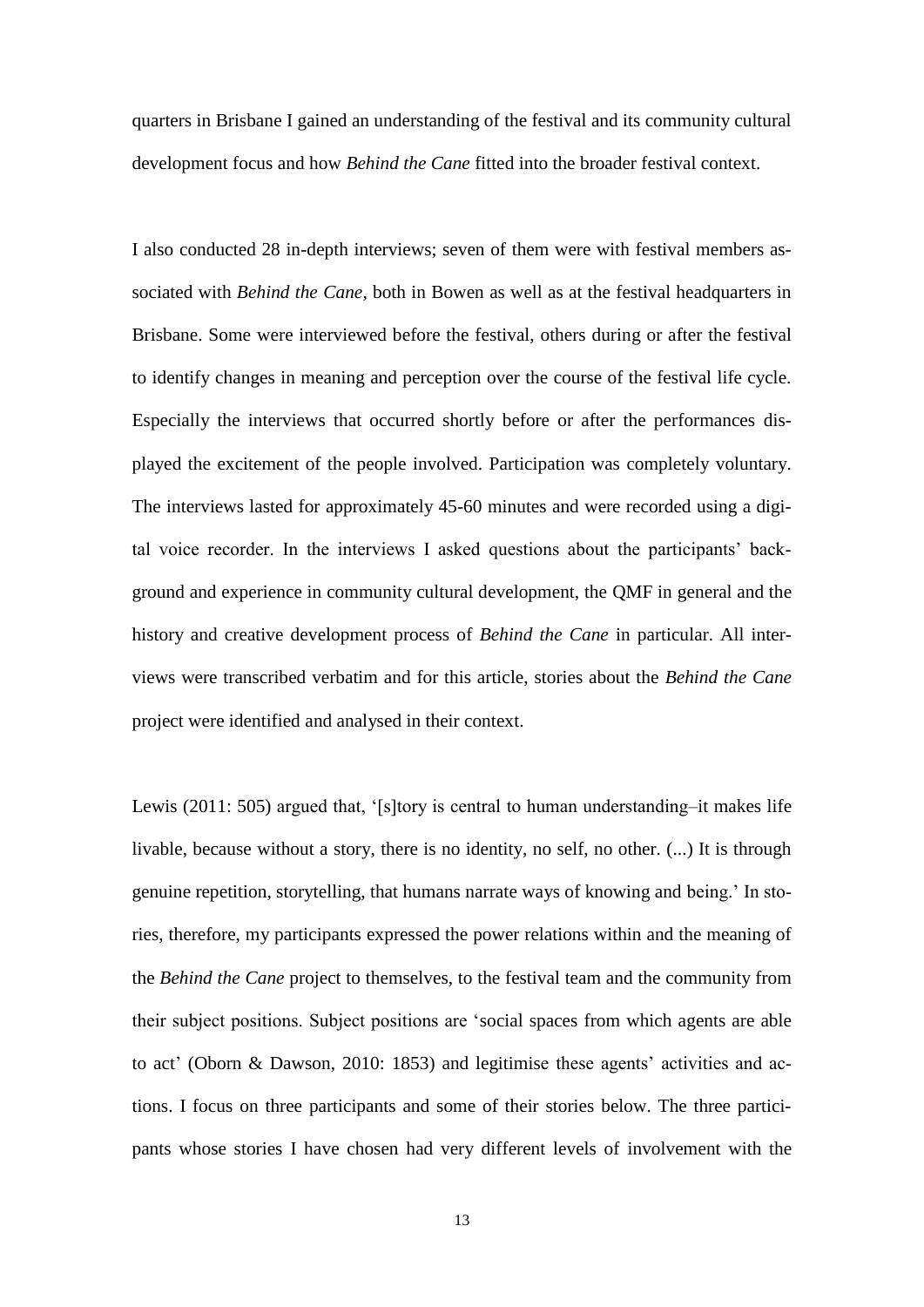quarters in Brisbane I gained an understanding of the festival and its community cultural development focus and how *Behind the Cane* fitted into the broader festival context.

I also conducted 28 in-depth interviews; seven of them were with festival members associated with *Behind the Cane*, both in Bowen as well as at the festival headquarters in Brisbane. Some were interviewed before the festival, others during or after the festival to identify changes in meaning and perception over the course of the festival life cycle. Especially the interviews that occurred shortly before or after the performances displayed the excitement of the people involved. Participation was completely voluntary. The interviews lasted for approximately 45-60 minutes and were recorded using a digital voice recorder. In the interviews I asked questions about the participants' background and experience in community cultural development, the QMF in general and the history and creative development process of *Behind the Cane* in particular. All interviews were transcribed verbatim and for this article, stories about the *Behind the Cane* project were identified and analysed in their context.

Lewis (2011: 505) argued that, '[s]tory is central to human understanding–it makes life livable, because without a story, there is no identity, no self, no other. (...) It is through genuine repetition, storytelling, that humans narrate ways of knowing and being.' In stories, therefore, my participants expressed the power relations within and the meaning of the *Behind the Cane* project to themselves, to the festival team and the community from their subject positions. Subject positions are 'social spaces from which agents are able to act' (Oborn & Dawson, 2010: 1853) and legitimise these agents' activities and actions. I focus on three participants and some of their stories below. The three participants whose stories I have chosen had very different levels of involvement with the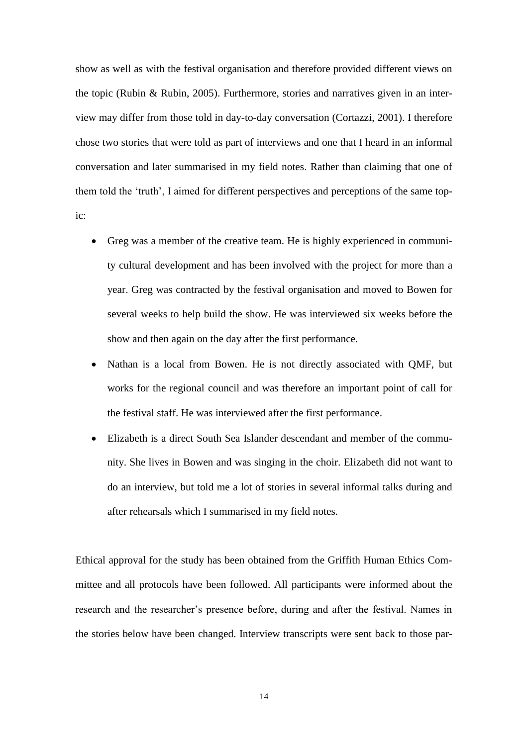show as well as with the festival organisation and therefore provided different views on the topic (Rubin & Rubin, 2005). Furthermore, stories and narratives given in an interview may differ from those told in day-to-day conversation (Cortazzi, 2001). I therefore chose two stories that were told as part of interviews and one that I heard in an informal conversation and later summarised in my field notes. Rather than claiming that one of them told the 'truth', I aimed for different perspectives and perceptions of the same topic:

- Greg was a member of the creative team. He is highly experienced in community cultural development and has been involved with the project for more than a year. Greg was contracted by the festival organisation and moved to Bowen for several weeks to help build the show. He was interviewed six weeks before the show and then again on the day after the first performance.
- Nathan is a local from Bowen. He is not directly associated with QMF, but works for the regional council and was therefore an important point of call for the festival staff. He was interviewed after the first performance.
- Elizabeth is a direct South Sea Islander descendant and member of the community. She lives in Bowen and was singing in the choir. Elizabeth did not want to do an interview, but told me a lot of stories in several informal talks during and after rehearsals which I summarised in my field notes.

Ethical approval for the study has been obtained from the Griffith Human Ethics Committee and all protocols have been followed. All participants were informed about the research and the researcher's presence before, during and after the festival. Names in the stories below have been changed. Interview transcripts were sent back to those par-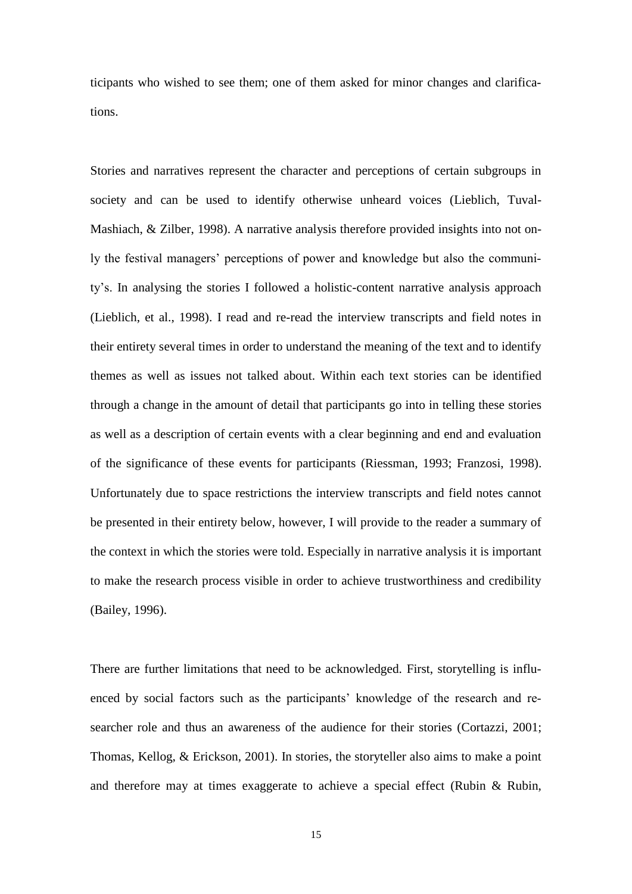ticipants who wished to see them; one of them asked for minor changes and clarifications.

Stories and narratives represent the character and perceptions of certain subgroups in society and can be used to identify otherwise unheard voices (Lieblich, Tuval-Mashiach, & Zilber, 1998). A narrative analysis therefore provided insights into not only the festival managers' perceptions of power and knowledge but also the community's. In analysing the stories I followed a holistic-content narrative analysis approach (Lieblich, et al., 1998). I read and re-read the interview transcripts and field notes in their entirety several times in order to understand the meaning of the text and to identify themes as well as issues not talked about. Within each text stories can be identified through a change in the amount of detail that participants go into in telling these stories as well as a description of certain events with a clear beginning and end and evaluation of the significance of these events for participants (Riessman, 1993; Franzosi, 1998). Unfortunately due to space restrictions the interview transcripts and field notes cannot be presented in their entirety below, however, I will provide to the reader a summary of the context in which the stories were told. Especially in narrative analysis it is important to make the research process visible in order to achieve trustworthiness and credibility (Bailey, 1996).

There are further limitations that need to be acknowledged. First, storytelling is influenced by social factors such as the participants' knowledge of the research and researcher role and thus an awareness of the audience for their stories (Cortazzi, 2001; Thomas, Kellog, & Erickson, 2001). In stories, the storyteller also aims to make a point and therefore may at times exaggerate to achieve a special effect (Rubin & Rubin,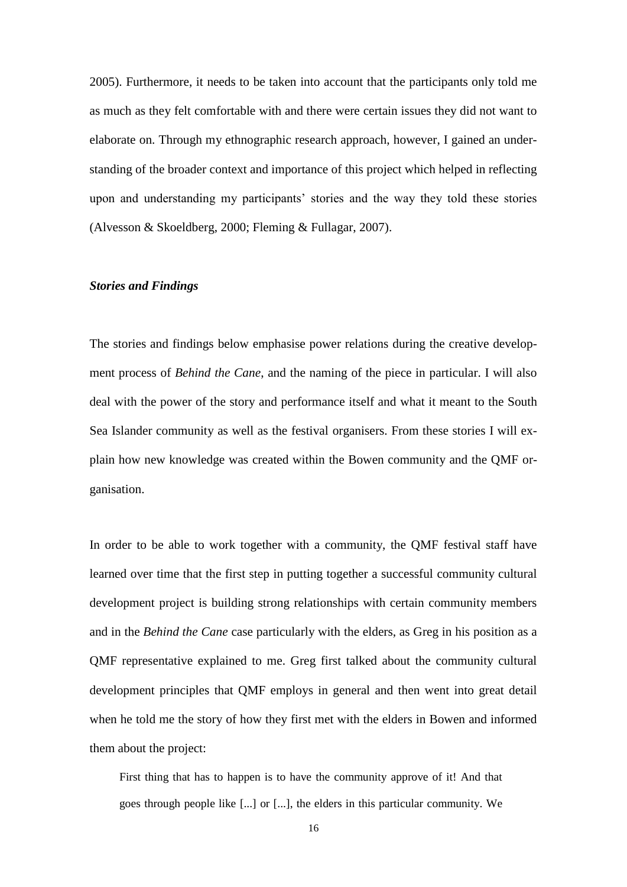2005). Furthermore, it needs to be taken into account that the participants only told me as much as they felt comfortable with and there were certain issues they did not want to elaborate on. Through my ethnographic research approach, however, I gained an understanding of the broader context and importance of this project which helped in reflecting upon and understanding my participants' stories and the way they told these stories (Alvesson & Skoeldberg, 2000; Fleming & Fullagar, 2007).

### ***Stories and Findings***

The stories and findings below emphasise power relations during the creative development process of *Behind the Cane*, and the naming of the piece in particular. I will also deal with the power of the story and performance itself and what it meant to the South Sea Islander community as well as the festival organisers. From these stories I will explain how new knowledge was created within the Bowen community and the QMF organisation.

In order to be able to work together with a community, the QMF festival staff have learned over time that the first step in putting together a successful community cultural development project is building strong relationships with certain community members and in the *Behind the Cane* case particularly with the elders, as Greg in his position as a QMF representative explained to me. Greg first talked about the community cultural development principles that QMF employs in general and then went into great detail when he told me the story of how they first met with the elders in Bowen and informed them about the project:

> First thing that has to happen is to have the community approve of it! And that goes through people like [...] or [...], the elders in this particular community. We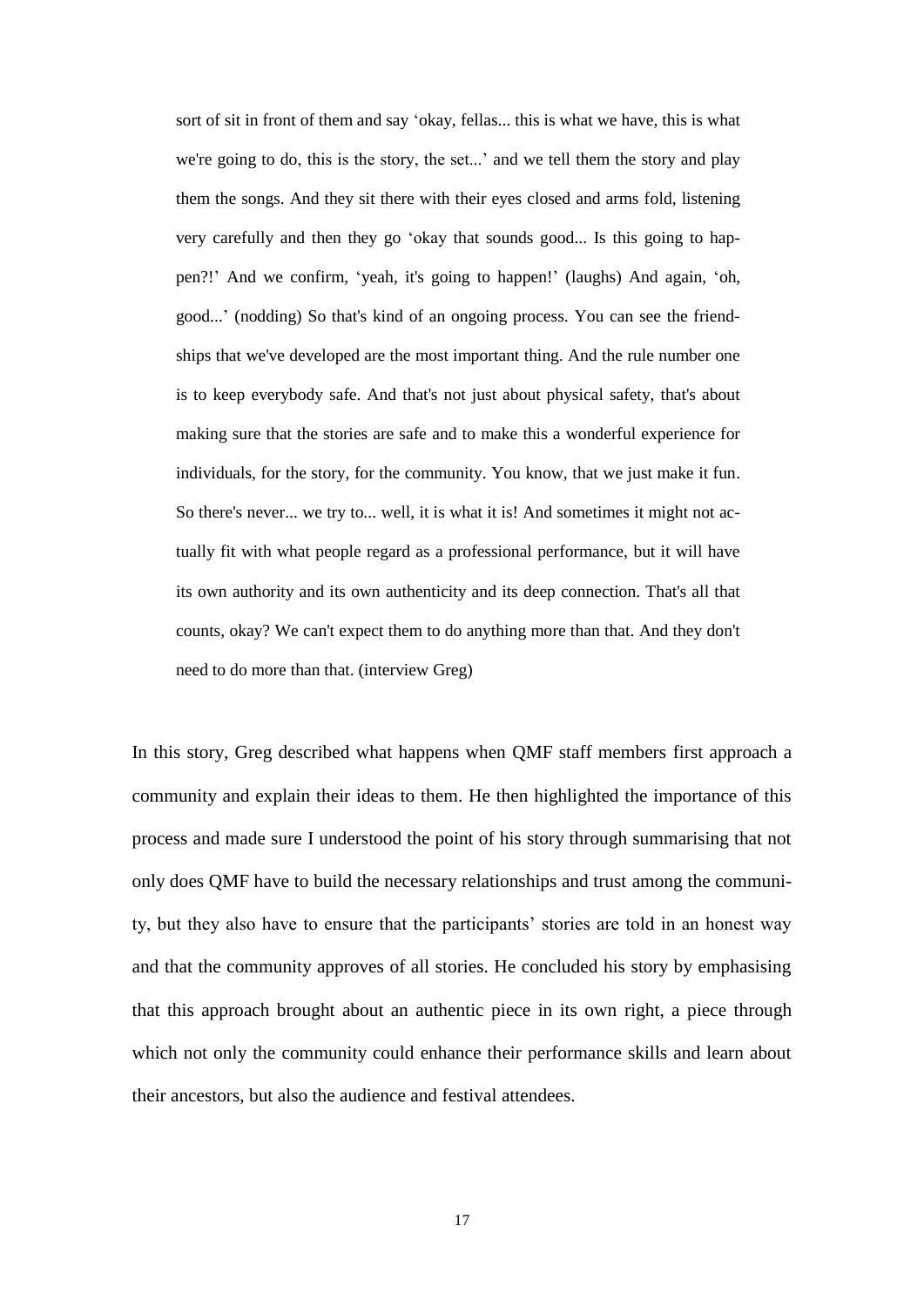> sort of sit in front of them and say 'okay, fellas... this is what we have, this is what we're going to do, this is the story, the set...' and we tell them the story and play them the songs. And they sit there with their eyes closed and arms fold, listening very carefully and then they go 'okay that sounds good... Is this going to happen?!' And we confirm, 'yeah, it's going to happen!' (laughs) And again, 'oh, good...' (nodding) So that's kind of an ongoing process. You can see the friendships that we've developed are the most important thing. And the rule number one is to keep everybody safe. And that's not just about physical safety, that's about making sure that the stories are safe and to make this a wonderful experience for individuals, for the story, for the community. You know, that we just make it fun. So there's never... we try to... well, it is what it is! And sometimes it might not actually fit with what people regard as a professional performance, but it will have its own authority and its own authenticity and its deep connection. That's all that counts, okay? We can't expect them to do anything more than that. And they don't need to do more than that. (interview Greg)

In this story, Greg described what happens when QMF staff members first approach a community and explain their ideas to them. He then highlighted the importance of this process and made sure I understood the point of his story through summarising that not only does QMF have to build the necessary relationships and trust among the community, but they also have to ensure that the participants' stories are told in an honest way and that the community approves of all stories. He concluded his story by emphasising that this approach brought about an authentic piece in its own right, a piece through which not only the community could enhance their performance skills and learn about their ancestors, but also the audience and festival attendees.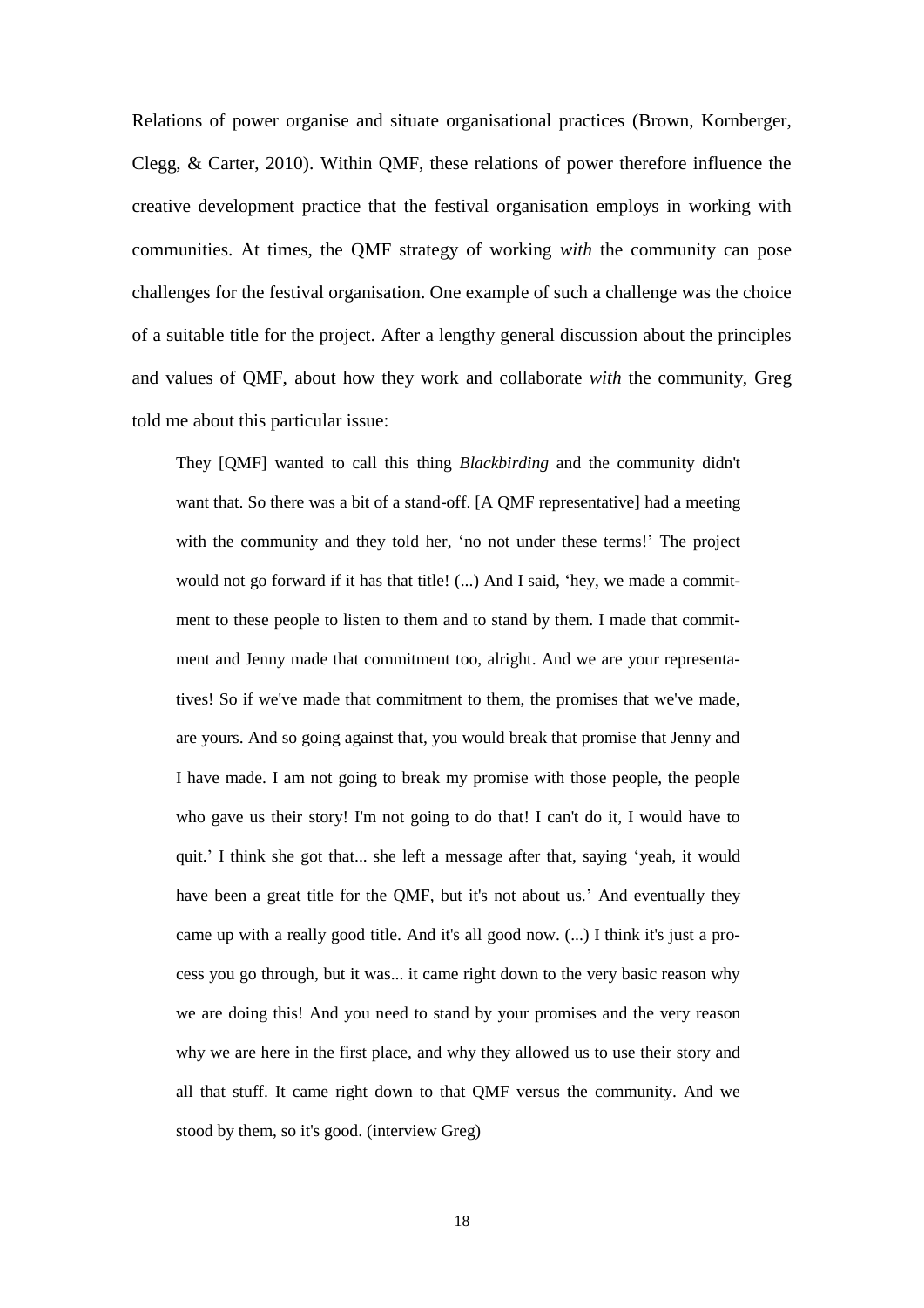Relations of power organise and situate organisational practices (Brown, Kornberger, Clegg, & Carter, 2010). Within QMF, these relations of power therefore influence the creative development practice that the festival organisation employs in working with communities. At times, the QMF strategy of working *with* the community can pose challenges for the festival organisation. One example of such a challenge was the choice of a suitable title for the project. After a lengthy general discussion about the principles and values of QMF, about how they work and collaborate *with* the community, Greg told me about this particular issue:

> They [QMF] wanted to call this thing *Blackbirding* and the community didn't want that. So there was a bit of a stand-off. [A QMF representative] had a meeting with the community and they told her, 'no not under these terms!' The project would not go forward if it has that title! (...) And I said, 'hey, we made a commitment to these people to listen to them and to stand by them. I made that commitment and Jenny made that commitment too, alright. And we are your representatives! So if we've made that commitment to them, the promises that we've made, are yours. And so going against that, you would break that promise that Jenny and I have made. I am not going to break my promise with those people, the people who gave us their story! I'm not going to do that! I can't do it, I would have to quit.' I think she got that... she left a message after that, saying 'yeah, it would have been a great title for the QMF, but it's not about us.' And eventually they came up with a really good title. And it's all good now. (...) I think it's just a process you go through, but it was... it came right down to the very basic reason why we are doing this! And you need to stand by your promises and the very reason why we are here in the first place, and why they allowed us to use their story and all that stuff. It came right down to that QMF versus the community. And we stood by them, so it's good. (interview Greg)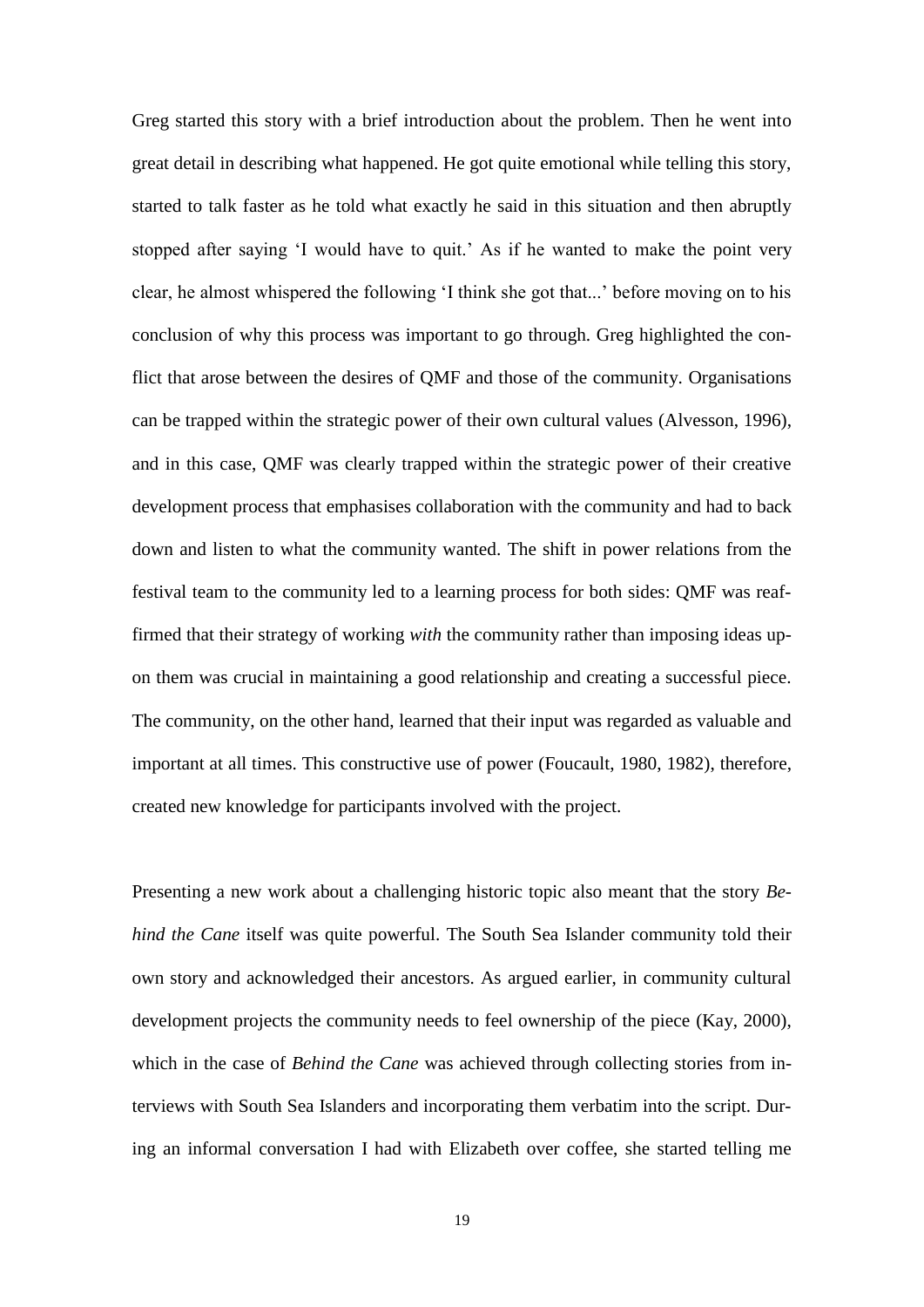Greg started this story with a brief introduction about the problem. Then he went into great detail in describing what happened. He got quite emotional while telling this story, started to talk faster as he told what exactly he said in this situation and then abruptly stopped after saying 'I would have to quit.' As if he wanted to make the point very clear, he almost whispered the following 'I think she got that...' before moving on to his conclusion of why this process was important to go through. Greg highlighted the conflict that arose between the desires of QMF and those of the community. Organisations can be trapped within the strategic power of their own cultural values (Alvesson, 1996), and in this case, QMF was clearly trapped within the strategic power of their creative development process that emphasises collaboration with the community and had to back down and listen to what the community wanted. The shift in power relations from the festival team to the community led to a learning process for both sides: QMF was reaffirmed that their strategy of working *with* the community rather than imposing ideas upon them was crucial in maintaining a good relationship and creating a successful piece. The community, on the other hand, learned that their input was regarded as valuable and important at all times. This constructive use of power (Foucault, 1980, 1982), therefore, created new knowledge for participants involved with the project.

Presenting a new work about a challenging historic topic also meant that the story *Behind the Cane* itself was quite powerful. The South Sea Islander community told their own story and acknowledged their ancestors. As argued earlier, in community cultural development projects the community needs to feel ownership of the piece (Kay, 2000), which in the case of *Behind the Cane* was achieved through collecting stories from interviews with South Sea Islanders and incorporating them verbatim into the script. During an informal conversation I had with Elizabeth over coffee, she started telling me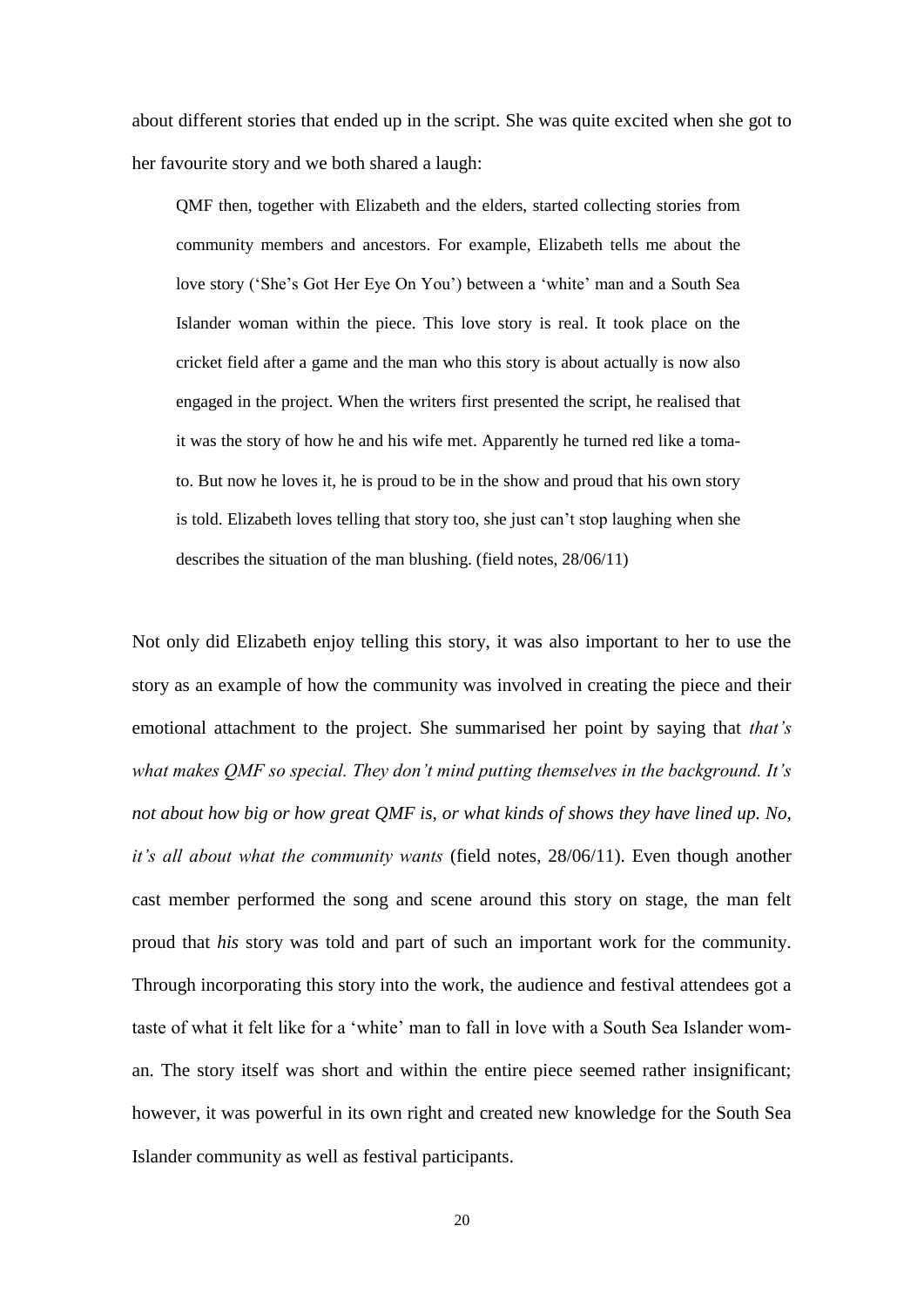about different stories that ended up in the script. She was quite excited when she got to her favourite story and we both shared a laugh:

> QMF then, together with Elizabeth and the elders, started collecting stories from community members and ancestors. For example, Elizabeth tells me about the love story ('She's Got Her Eye On You') between a 'white' man and a South Sea Islander woman within the piece. This love story is real. It took place on the cricket field after a game and the man who this story is about actually is now also engaged in the project. When the writers first presented the script, he realised that it was the story of how he and his wife met. Apparently he turned red like a tomato. But now he loves it, he is proud to be in the show and proud that his own story is told. Elizabeth loves telling that story too, she just can't stop laughing when she describes the situation of the man blushing. (field notes, 28/06/11)

Not only did Elizabeth enjoy telling this story, it was also important to her to use the story as an example of how the community was involved in creating the piece and their emotional attachment to the project. She summarised her point by saying that *that's what makes QMF so special. They don't mind putting themselves in the background. It's not about how big or how great QMF is, or what kinds of shows they have lined up. No, it's all about what the community wants* (field notes, 28/06/11). Even though another cast member performed the song and scene around this story on stage, the man felt proud that *his* story was told and part of such an important work for the community. Through incorporating this story into the work, the audience and festival attendees got a taste of what it felt like for a 'white' man to fall in love with a South Sea Islander woman. The story itself was short and within the entire piece seemed rather insignificant; however, it was powerful in its own right and created new knowledge for the South Sea Islander community as well as festival participants.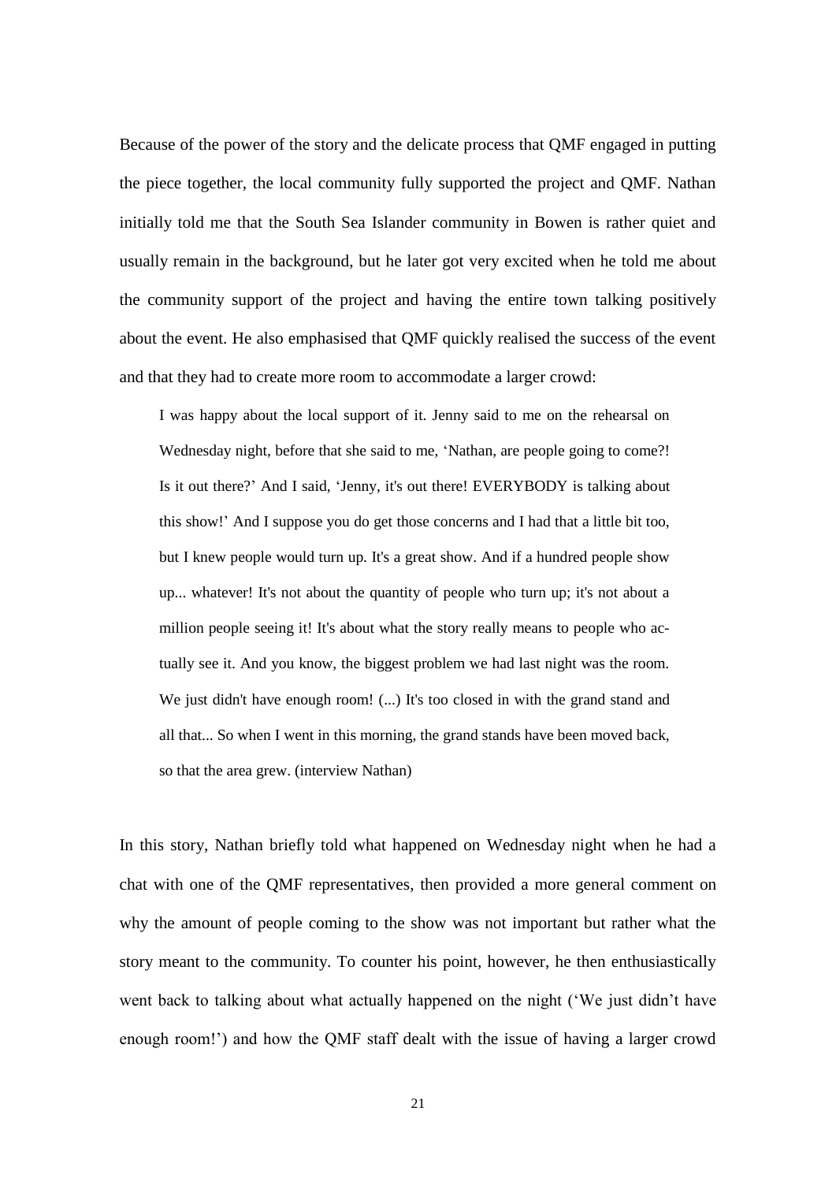Because of the power of the story and the delicate process that QMF engaged in putting the piece together, the local community fully supported the project and QMF. Nathan initially told me that the South Sea Islander community in Bowen is rather quiet and usually remain in the background, but he later got very excited when he told me about the community support of the project and having the entire town talking positively about the event. He also emphasised that QMF quickly realised the success of the event and that they had to create more room to accommodate a larger crowd:

> I was happy about the local support of it. Jenny said to me on the rehearsal on Wednesday night, before that she said to me, 'Nathan, are people going to come?! Is it out there?' And I said, 'Jenny, it's out there! EVERYBODY is talking about this show!' And I suppose you do get those concerns and I had that a little bit too, but I knew people would turn up. It's a great show. And if a hundred people show up... whatever! It's not about the quantity of people who turn up; it's not about a million people seeing it! It's about what the story really means to people who actually see it. And you know, the biggest problem we had last night was the room. We just didn't have enough room! (...) It's too closed in with the grand stand and all that... So when I went in this morning, the grand stands have been moved back, so that the area grew. (interview Nathan)

In this story, Nathan briefly told what happened on Wednesday night when he had a chat with one of the QMF representatives, then provided a more general comment on why the amount of people coming to the show was not important but rather what the story meant to the community. To counter his point, however, he then enthusiastically went back to talking about what actually happened on the night ('We just didn't have enough room!') and how the QMF staff dealt with the issue of having a larger crowd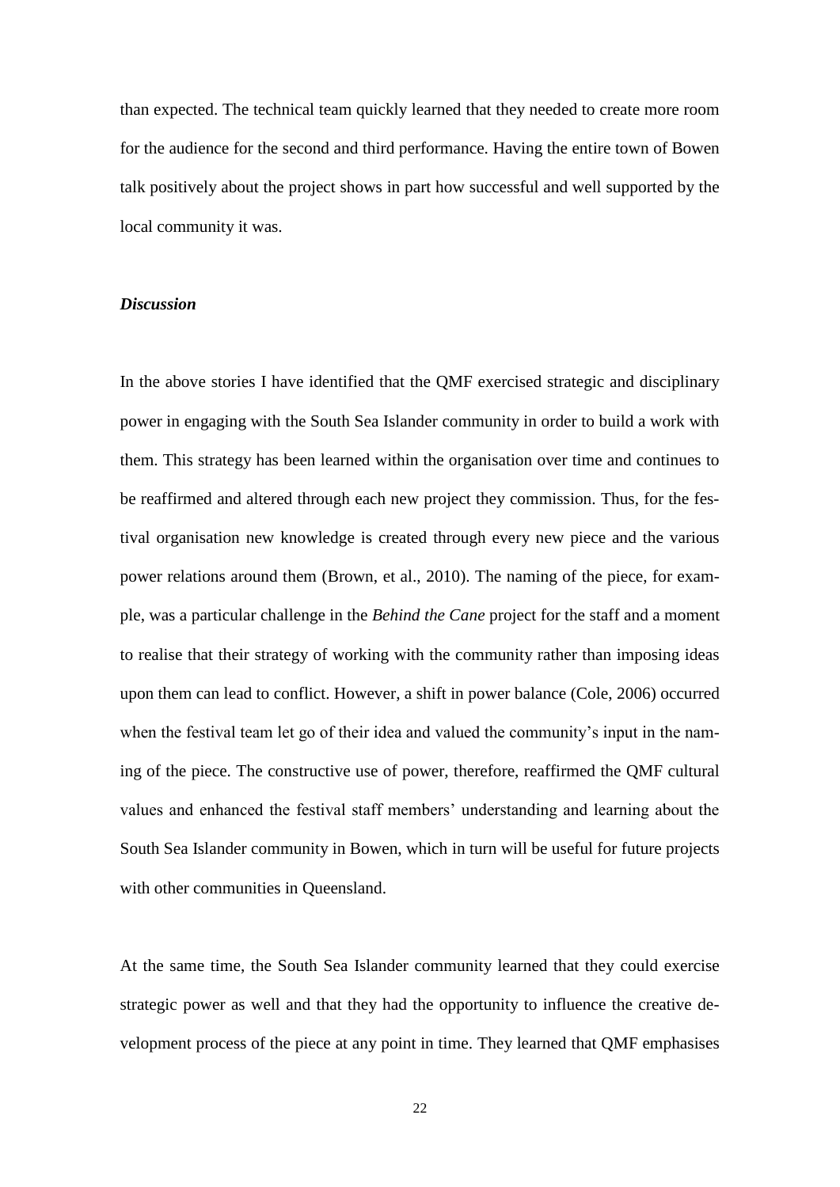than expected. The technical team quickly learned that they needed to create more room for the audience for the second and third performance. Having the entire town of Bowen talk positively about the project shows in part how successful and well supported by the local community it was.

### *Discussion*

In the above stories I have identified that the QMF exercised strategic and disciplinary power in engaging with the South Sea Islander community in order to build a work with them. This strategy has been learned within the organisation over time and continues to be reaffirmed and altered through each new project they commission. Thus, for the festival organisation new knowledge is created through every new piece and the various power relations around them (Brown, et al., 2010). The naming of the piece, for example, was a particular challenge in the *Behind the Cane* project for the staff and a moment to realise that their strategy of working with the community rather than imposing ideas upon them can lead to conflict. However, a shift in power balance (Cole, 2006) occurred when the festival team let go of their idea and valued the community's input in the naming of the piece. The constructive use of power, therefore, reaffirmed the QMF cultural values and enhanced the festival staff members' understanding and learning about the South Sea Islander community in Bowen, which in turn will be useful for future projects with other communities in Queensland.

At the same time, the South Sea Islander community learned that they could exercise strategic power as well and that they had the opportunity to influence the creative development process of the piece at any point in time. They learned that QMF emphasises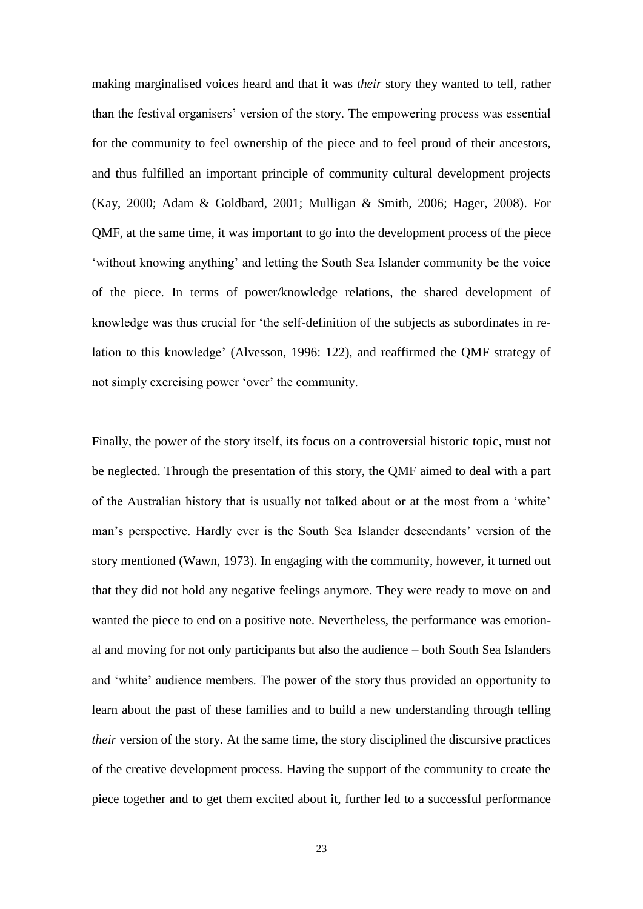making marginalised voices heard and that it was *their* story they wanted to tell, rather than the festival organisers' version of the story. The empowering process was essential for the community to feel ownership of the piece and to feel proud of their ancestors, and thus fulfilled an important principle of community cultural development projects (Kay, 2000; Adam & Goldbard, 2001; Mulligan & Smith, 2006; Hager, 2008). For QMF, at the same time, it was important to go into the development process of the piece 'without knowing anything' and letting the South Sea Islander community be the voice of the piece. In terms of power/knowledge relations, the shared development of knowledge was thus crucial for 'the self-definition of the subjects as subordinates in relation to this knowledge' (Alvesson, 1996: 122), and reaffirmed the QMF strategy of not simply exercising power 'over' the community.

Finally, the power of the story itself, its focus on a controversial historic topic, must not be neglected. Through the presentation of this story, the QMF aimed to deal with a part of the Australian history that is usually not talked about or at the most from a 'white' man's perspective. Hardly ever is the South Sea Islander descendants' version of the story mentioned (Wawn, 1973). In engaging with the community, however, it turned out that they did not hold any negative feelings anymore. They were ready to move on and wanted the piece to end on a positive note. Nevertheless, the performance was emotional and moving for not only participants but also the audience – both South Sea Islanders and 'white' audience members. The power of the story thus provided an opportunity to learn about the past of these families and to build a new understanding through telling *their* version of the story. At the same time, the story disciplined the discursive practices of the creative development process. Having the support of the community to create the piece together and to get them excited about it, further led to a successful performance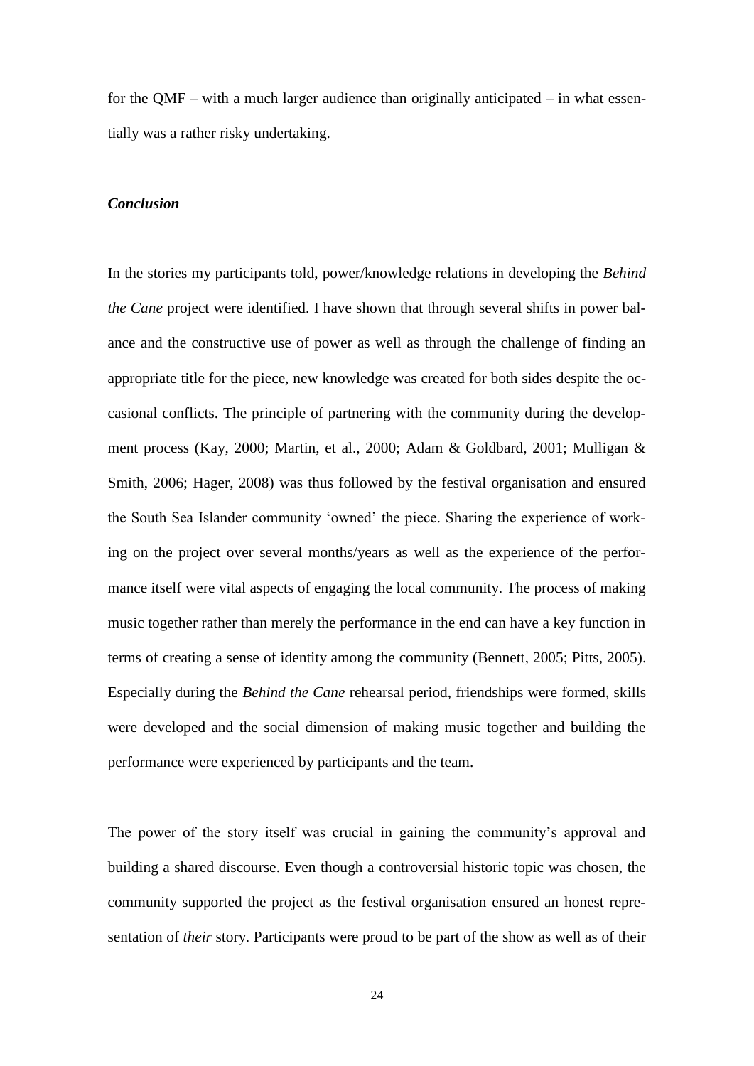for the QMF – with a much larger audience than originally anticipated – in what essentially was a rather risky undertaking.

***Conclusion***

In the stories my participants told, power/knowledge relations in developing the *Behind the Cane* project were identified. I have shown that through several shifts in power balance and the constructive use of power as well as through the challenge of finding an appropriate title for the piece, new knowledge was created for both sides despite the occasional conflicts. The principle of partnering with the community during the development process (Kay, 2000; Martin, et al., 2000; Adam & Goldbard, 2001; Mulligan & Smith, 2006; Hager, 2008) was thus followed by the festival organisation and ensured the South Sea Islander community 'owned' the piece. Sharing the experience of working on the project over several months/years as well as the experience of the performance itself were vital aspects of engaging the local community. The process of making music together rather than merely the performance in the end can have a key function in terms of creating a sense of identity among the community (Bennett, 2005; Pitts, 2005). Especially during the *Behind the Cane* rehearsal period, friendships were formed, skills were developed and the social dimension of making music together and building the performance were experienced by participants and the team.

The power of the story itself was crucial in gaining the community's approval and building a shared discourse. Even though a controversial historic topic was chosen, the community supported the project as the festival organisation ensured an honest representation of *their* story. Participants were proud to be part of the show as well as of their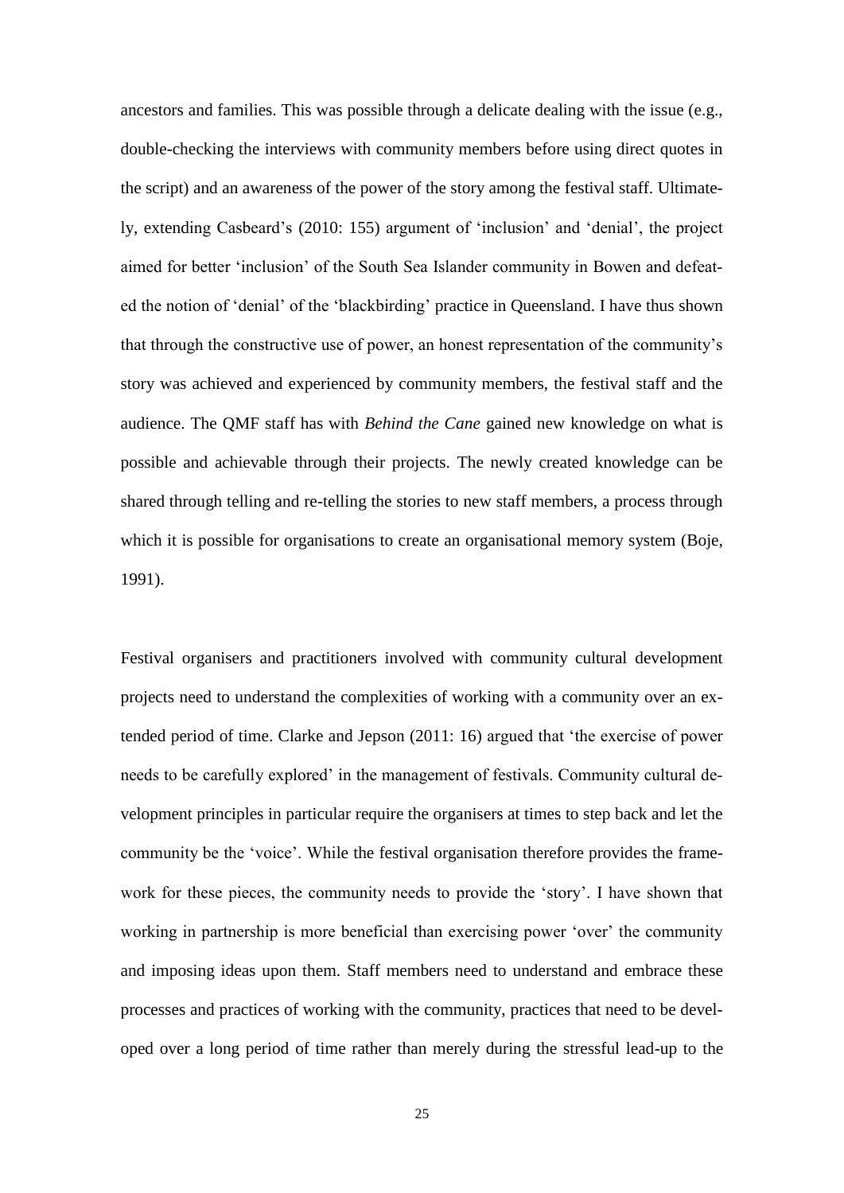ancestors and families. This was possible through a delicate dealing with the issue (e.g., double-checking the interviews with community members before using direct quotes in the script) and an awareness of the power of the story among the festival staff. Ultimately, extending Casbeard's (2010: 155) argument of 'inclusion' and 'denial', the project aimed for better 'inclusion' of the South Sea Islander community in Bowen and defeated the notion of 'denial' of the 'blackbirding' practice in Queensland. I have thus shown that through the constructive use of power, an honest representation of the community's story was achieved and experienced by community members, the festival staff and the audience. The QMF staff has with *Behind the Cane* gained new knowledge on what is possible and achievable through their projects. The newly created knowledge can be shared through telling and re-telling the stories to new staff members, a process through which it is possible for organisations to create an organisational memory system (Boje, 1991).

Festival organisers and practitioners involved with community cultural development projects need to understand the complexities of working with a community over an extended period of time. Clarke and Jepson (2011: 16) argued that 'the exercise of power needs to be carefully explored' in the management of festivals. Community cultural development principles in particular require the organisers at times to step back and let the community be the 'voice'. While the festival organisation therefore provides the framework for these pieces, the community needs to provide the 'story'. I have shown that working in partnership is more beneficial than exercising power 'over' the community and imposing ideas upon them. Staff members need to understand and embrace these processes and practices of working with the community, practices that need to be developed over a long period of time rather than merely during the stressful lead-up to the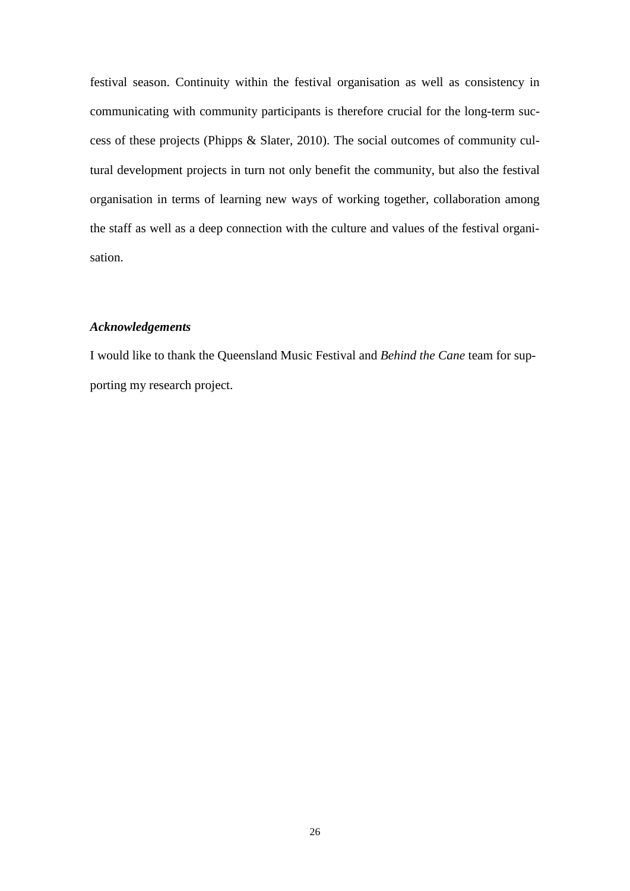festival season. Continuity within the festival organisation as well as consistency in communicating with community participants is therefore crucial for the long-term success of these projects (Phipps & Slater, 2010). The social outcomes of community cultural development projects in turn not only benefit the community, but also the festival organisation in terms of learning new ways of working together, collaboration among the staff as well as a deep connection with the culture and values of the festival organisation.

### *Acknowledgements*

I would like to thank the Queensland Music Festival and *Behind the Cane* team for supporting my research project.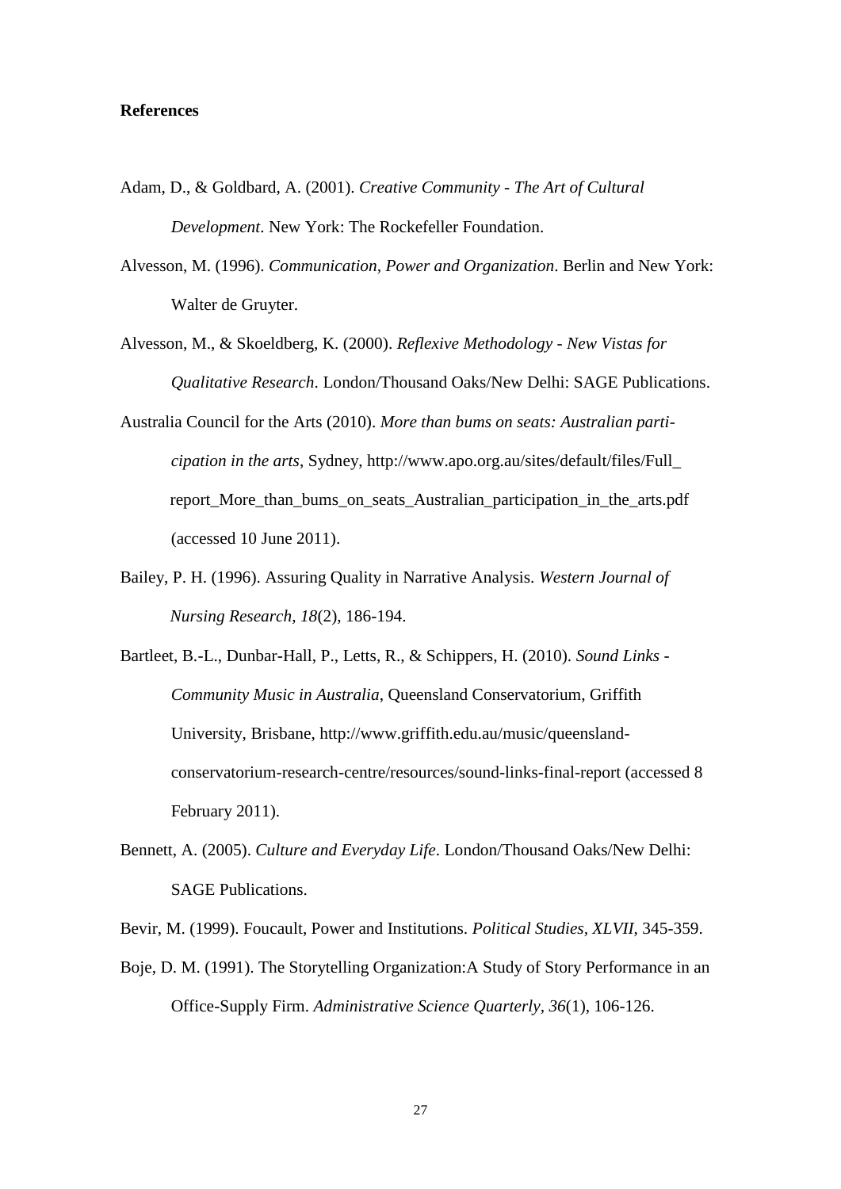**References**

Adam, D., & Goldbard, A. (2001). *Creative Community - The Art of Cultural Development*. New York: The Rockefeller Foundation.

Alvesson, M. (1996). *Communication, Power and Organization*. Berlin and New York: Walter de Gruyter.

Alvesson, M., & Skoeldberg, K. (2000). *Reflexive Methodology - New Vistas for Qualitative Research*. London/Thousand Oaks/New Delhi: SAGE Publications.

Australia Council for the Arts (2010). *More than bums on seats: Australian participation in the arts*, Sydney, http://www.apo.org.au/sites/default/files/Full_report_More_than_bums_on_seats_Australian_participation_in_the_arts.pdf (accessed 10 June 2011).

Bailey, P. H. (1996). Assuring Quality in Narrative Analysis. *Western Journal of Nursing Research, 18*(2), 186-194.

Bartleet, B.-L., Dunbar-Hall, P., Letts, R., & Schippers, H. (2010). *Sound Links - Community Music in Australia*, Queensland Conservatorium, Griffith University, Brisbane, http://www.griffith.edu.au/music/queensland-conservatorium-research-centre/resources/sound-links-final-report (accessed 8 February 2011).

Bennett, A. (2005). *Culture and Everyday Life*. London/Thousand Oaks/New Delhi: SAGE Publications.

Bevir, M. (1999). Foucault, Power and Institutions. *Political Studies, XLVII*, 345-359.

Boje, D. M. (1991). The Storytelling Organization:A Study of Story Performance in an Office-Supply Firm. *Administrative Science Quarterly, 36*(1), 106-126.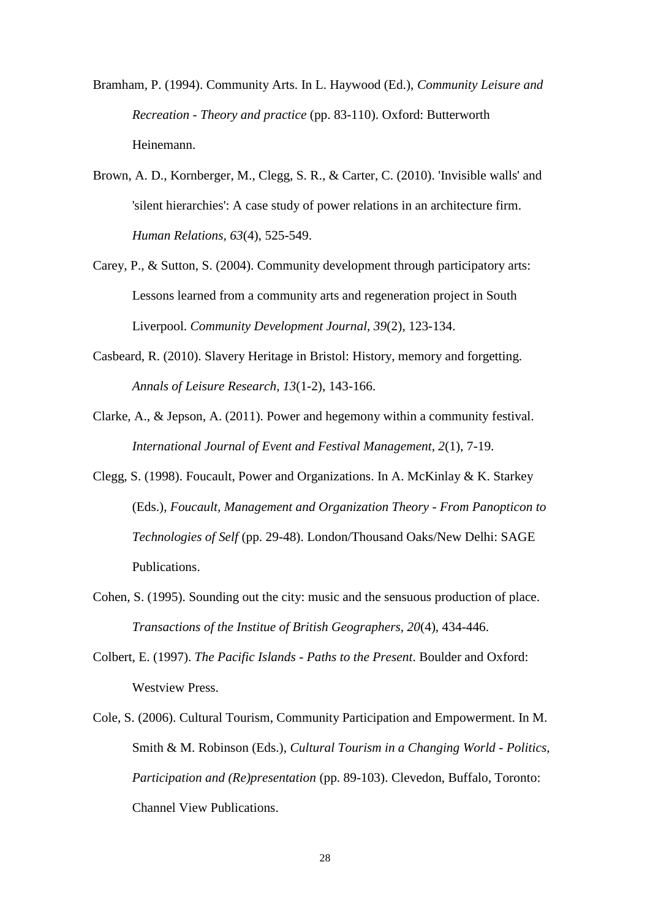Bramham, P. (1994). Community Arts. In L. Haywood (Ed.), *Community Leisure and Recreation - Theory and practice* (pp. 83-110). Oxford: Butterworth Heinemann.

Brown, A. D., Kornberger, M., Clegg, S. R., & Carter, C. (2010). 'Invisible walls' and 'silent hierarchies': A case study of power relations in an architecture firm. *Human Relations, 63*(4), 525-549.

Carey, P., & Sutton, S. (2004). Community development through participatory arts: Lessons learned from a community arts and regeneration project in South Liverpool. *Community Development Journal, 39*(2), 123-134.

Casbeard, R. (2010). Slavery Heritage in Bristol: History, memory and forgetting. *Annals of Leisure Research, 13*(1-2), 143-166.

Clarke, A., & Jepson, A. (2011). Power and hegemony within a community festival. *International Journal of Event and Festival Management, 2*(1), 7-19.

Clegg, S. (1998). Foucault, Power and Organizations. In A. McKinlay & K. Starkey (Eds.), *Foucault, Management and Organization Theory - From Panopticon to Technologies of Self* (pp. 29-48). London/Thousand Oaks/New Delhi: SAGE Publications.

Cohen, S. (1995). Sounding out the city: music and the sensuous production of place. *Transactions of the Institue of British Geographers, 20*(4), 434-446.

Colbert, E. (1997). *The Pacific Islands - Paths to the Present*. Boulder and Oxford: Westview Press.

Cole, S. (2006). Cultural Tourism, Community Participation and Empowerment. In M. Smith & M. Robinson (Eds.), *Cultural Tourism in a Changing World - Politics, Participation and (Re)presentation* (pp. 89-103). Clevedon, Buffalo, Toronto: Channel View Publications.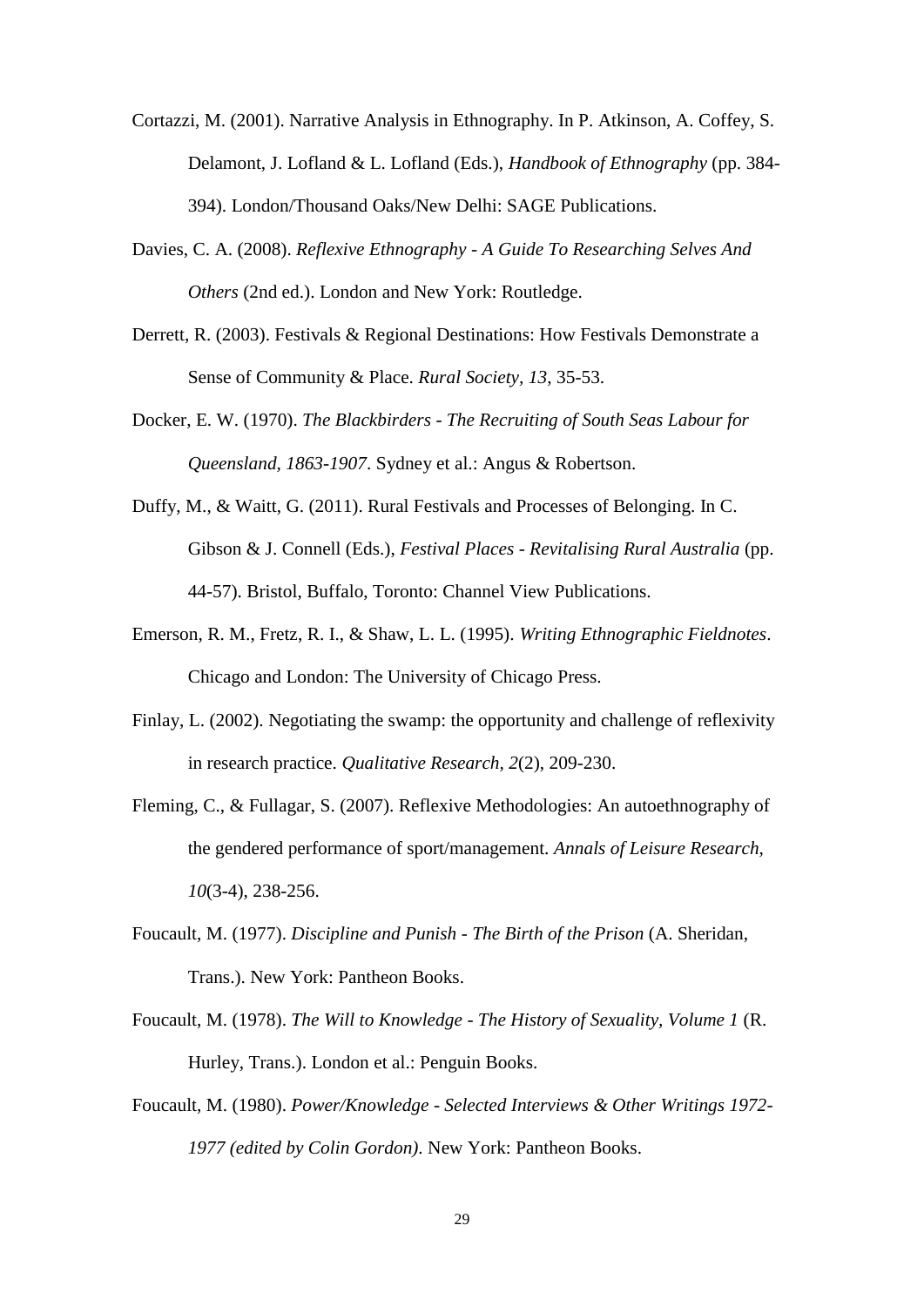Cortazzi, M. (2001). Narrative Analysis in Ethnography. In P. Atkinson, A. Coffey, S. Delamont, J. Lofland & L. Lofland (Eds.), *Handbook of Ethnography* (pp. 384-394). London/Thousand Oaks/New Delhi: SAGE Publications.

Davies, C. A. (2008). *Reflexive Ethnography - A Guide To Researching Selves And Others* (2nd ed.). London and New York: Routledge.

Derrett, R. (2003). Festivals & Regional Destinations: How Festivals Demonstrate a Sense of Community & Place. *Rural Society, 13*, 35-53.

Docker, E. W. (1970). *The Blackbirders - The Recruiting of South Seas Labour for Queensland, 1863-1907*. Sydney et al.: Angus & Robertson.

Duffy, M., & Waitt, G. (2011). Rural Festivals and Processes of Belonging. In C. Gibson & J. Connell (Eds.), *Festival Places - Revitalising Rural Australia* (pp. 44-57). Bristol, Buffalo, Toronto: Channel View Publications.

Emerson, R. M., Fretz, R. I., & Shaw, L. L. (1995). *Writing Ethnographic Fieldnotes*. Chicago and London: The University of Chicago Press.

Finlay, L. (2002). Negotiating the swamp: the opportunity and challenge of reflexivity in research practice. *Qualitative Research, 2*(2), 209-230.

Fleming, C., & Fullagar, S. (2007). Reflexive Methodologies: An autoethnography of the gendered performance of sport/management. *Annals of Leisure Research, 10*(3-4), 238-256.

Foucault, M. (1977). *Discipline and Punish - The Birth of the Prison* (A. Sheridan, Trans.). New York: Pantheon Books.

Foucault, M. (1978). *The Will to Knowledge - The History of Sexuality, Volume 1* (R. Hurley, Trans.). London et al.: Penguin Books.

Foucault, M. (1980). *Power/Knowledge - Selected Interviews & Other Writings 1972-1977 (edited by Colin Gordon)*. New York: Pantheon Books.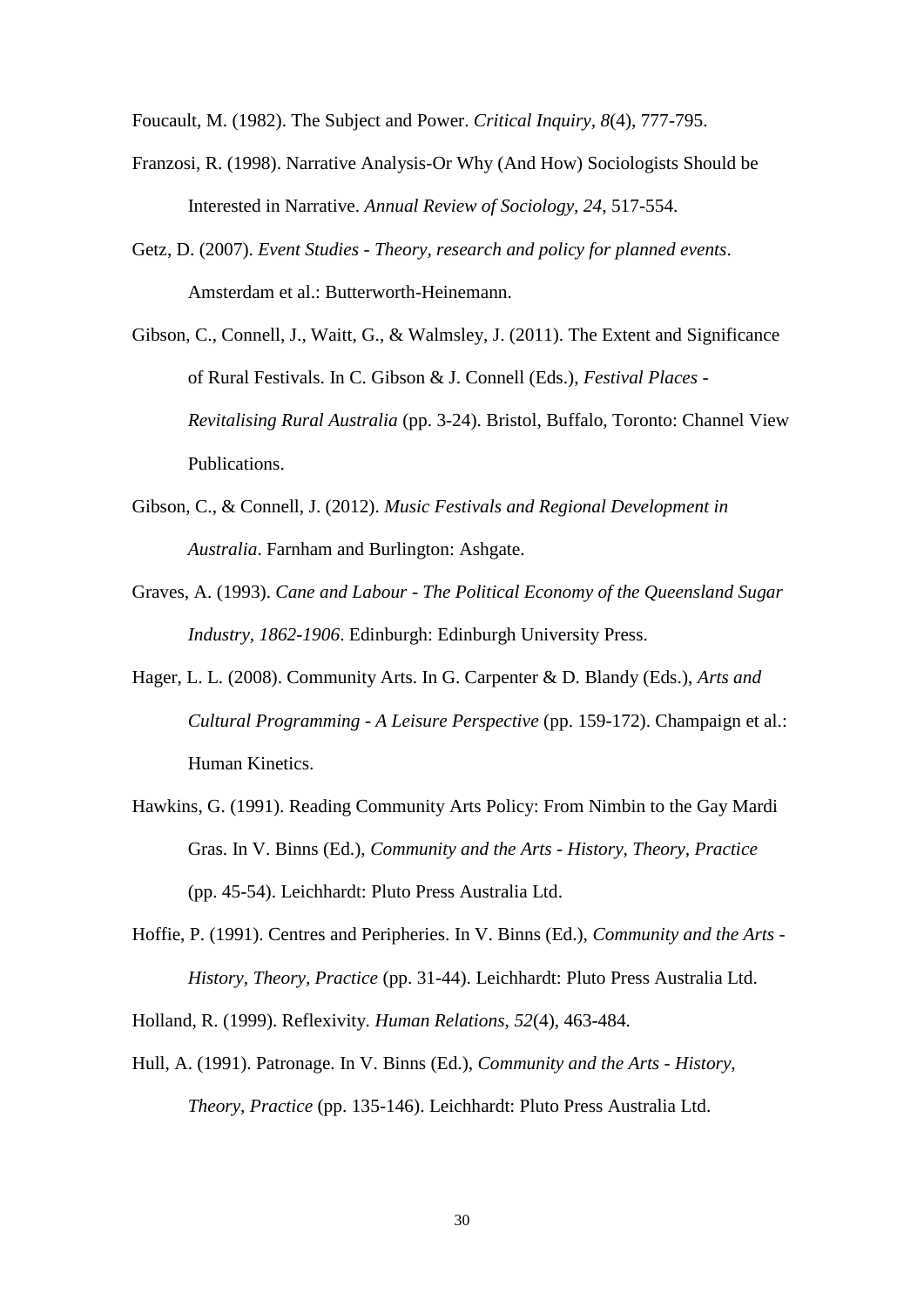Foucault, M. (1982). The Subject and Power. *Critical Inquiry, 8*(4), 777-795.

Franzosi, R. (1998). Narrative Analysis-Or Why (And How) Sociologists Should be Interested in Narrative. *Annual Review of Sociology, 24*, 517-554.

Getz, D. (2007). *Event Studies - Theory, research and policy for planned events*. Amsterdam et al.: Butterworth-Heinemann.

Gibson, C., Connell, J., Waitt, G., & Walmsley, J. (2011). The Extent and Significance of Rural Festivals. In C. Gibson & J. Connell (Eds.), *Festival Places - Revitalising Rural Australia* (pp. 3-24). Bristol, Buffalo, Toronto: Channel View Publications.

Gibson, C., & Connell, J. (2012). *Music Festivals and Regional Development in Australia*. Farnham and Burlington: Ashgate.

Graves, A. (1993). *Cane and Labour - The Political Economy of the Queensland Sugar Industry, 1862-1906*. Edinburgh: Edinburgh University Press.

Hager, L. L. (2008). Community Arts. In G. Carpenter & D. Blandy (Eds.), *Arts and Cultural Programming - A Leisure Perspective* (pp. 159-172). Champaign et al.: Human Kinetics.

Hawkins, G. (1991). Reading Community Arts Policy: From Nimbin to the Gay Mardi Gras. In V. Binns (Ed.), *Community and the Arts - History, Theory, Practice* (pp. 45-54). Leichhardt: Pluto Press Australia Ltd.

Hoffie, P. (1991). Centres and Peripheries. In V. Binns (Ed.), *Community and the Arts - History, Theory, Practice* (pp. 31-44). Leichhardt: Pluto Press Australia Ltd.

Holland, R. (1999). Reflexivity. *Human Relations, 52*(4), 463-484.

Hull, A. (1991). Patronage. In V. Binns (Ed.), *Community and the Arts - History, Theory, Practice* (pp. 135-146). Leichhardt: Pluto Press Australia Ltd.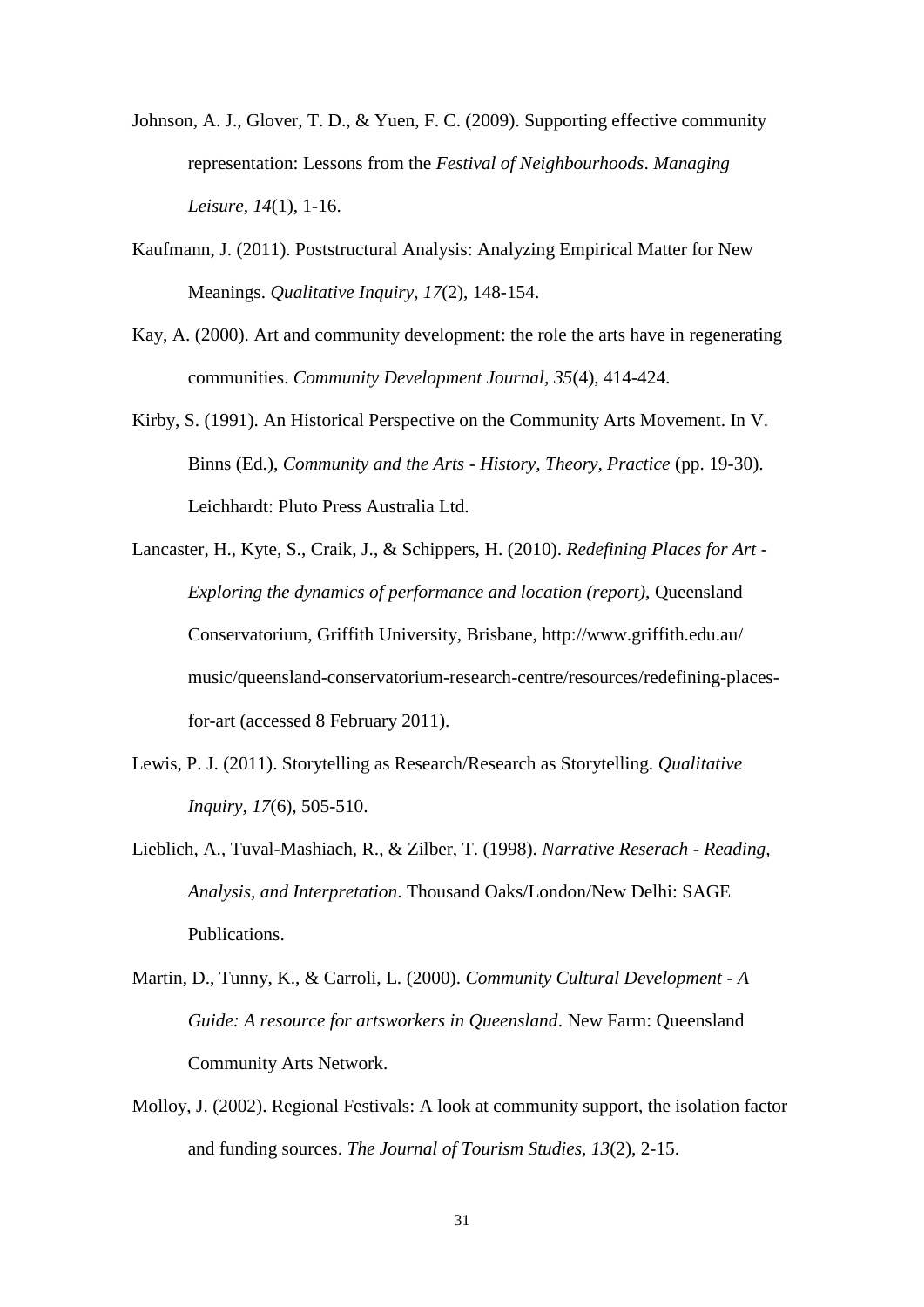Johnson, A. J., Glover, T. D., & Yuen, F. C. (2009). Supporting effective community representation: Lessons from the *Festival of Neighbourhoods*. *Managing Leisure, 14*(1), 1-16.

Kaufmann, J. (2011). Poststructural Analysis: Analyzing Empirical Matter for New Meanings. *Qualitative Inquiry, 17*(2), 148-154.

Kay, A. (2000). Art and community development: the role the arts have in regenerating communities. *Community Development Journal, 35*(4), 414-424.

Kirby, S. (1991). An Historical Perspective on the Community Arts Movement. In V. Binns (Ed.), *Community and the Arts - History, Theory, Practice* (pp. 19-30). Leichhardt: Pluto Press Australia Ltd.

Lancaster, H., Kyte, S., Craik, J., & Schippers, H. (2010). *Redefining Places for Art - Exploring the dynamics of performance and location (report)*, Queensland Conservatorium, Griffith University, Brisbane, http://www.griffith.edu.au/music/queensland-conservatorium-research-centre/resources/redefining-places-for-art (accessed 8 February 2011).

Lewis, P. J. (2011). Storytelling as Research/Research as Storytelling. *Qualitative Inquiry, 17*(6), 505-510.

Lieblich, A., Tuval-Mashiach, R., & Zilber, T. (1998). *Narrative Reserach - Reading, Analysis, and Interpretation*. Thousand Oaks/London/New Delhi: SAGE Publications.

Martin, D., Tunny, K., & Carroli, L. (2000). *Community Cultural Development - A Guide: A resource for artsworkers in Queensland*. New Farm: Queensland Community Arts Network.

Molloy, J. (2002). Regional Festivals: A look at community support, the isolation factor and funding sources. *The Journal of Tourism Studies, 13*(2), 2-15.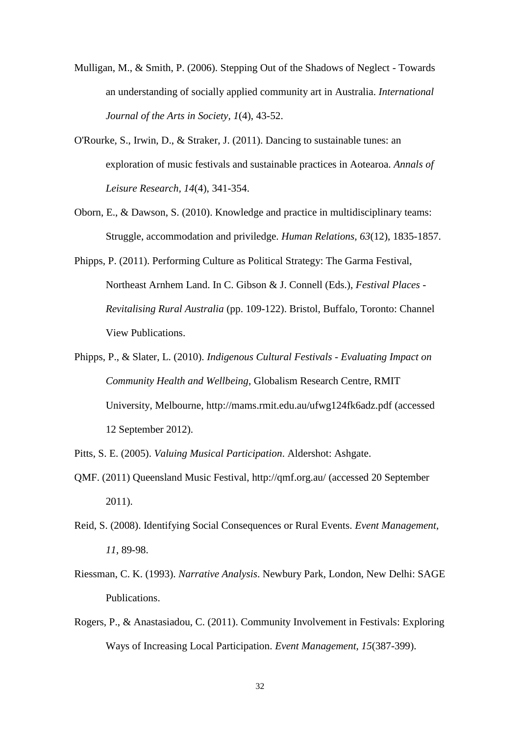Mulligan, M., & Smith, P. (2006). Stepping Out of the Shadows of Neglect - Towards an understanding of socially applied community art in Australia. *International Journal of the Arts in Society, 1*(4), 43-52.

O'Rourke, S., Irwin, D., & Straker, J. (2011). Dancing to sustainable tunes: an exploration of music festivals and sustainable practices in Aotearoa. *Annals of Leisure Research, 14*(4), 341-354.

Oborn, E., & Dawson, S. (2010). Knowledge and practice in multidisciplinary teams: Struggle, accommodation and priviledge. *Human Relations, 63*(12), 1835-1857.

Phipps, P. (2011). Performing Culture as Political Strategy: The Garma Festival, Northeast Arnhem Land. In C. Gibson & J. Connell (Eds.), *Festival Places - Revitalising Rural Australia* (pp. 109-122). Bristol, Buffalo, Toronto: Channel View Publications.

Phipps, P., & Slater, L. (2010). *Indigenous Cultural Festivals - Evaluating Impact on Community Health and Wellbeing*, Globalism Research Centre, RMIT University, Melbourne, http://mams.rmit.edu.au/ufwg124fk6adz.pdf (accessed 12 September 2012).

Pitts, S. E. (2005). *Valuing Musical Participation*. Aldershot: Ashgate.

QMF. (2011) Queensland Music Festival, http://qmf.org.au/ (accessed 20 September 2011).

Reid, S. (2008). Identifying Social Consequences or Rural Events. *Event Management, 11*, 89-98.

Riessman, C. K. (1993). *Narrative Analysis*. Newbury Park, London, New Delhi: SAGE Publications.

Rogers, P., & Anastasiadou, C. (2011). Community Involvement in Festivals: Exploring Ways of Increasing Local Participation. *Event Management, 15*(387-399).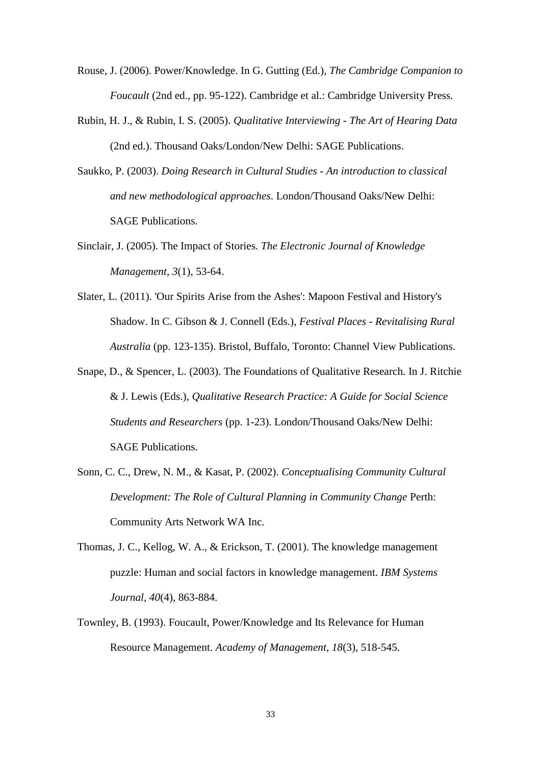Rouse, J. (2006). Power/Knowledge. In G. Gutting (Ed.), *The Cambridge Companion to Foucault* (2nd ed., pp. 95-122). Cambridge et al.: Cambridge University Press.

Rubin, H. J., & Rubin, I. S. (2005). *Qualitative Interviewing - The Art of Hearing Data* (2nd ed.). Thousand Oaks/London/New Delhi: SAGE Publications.

Saukko, P. (2003). *Doing Research in Cultural Studies - An introduction to classical and new methodological approaches*. London/Thousand Oaks/New Delhi: SAGE Publications.

Sinclair, J. (2005). The Impact of Stories. *The Electronic Journal of Knowledge Management, 3*(1), 53-64.

Slater, L. (2011). 'Our Spirits Arise from the Ashes': Mapoon Festival and History's Shadow. In C. Gibson & J. Connell (Eds.), *Festival Places - Revitalising Rural Australia* (pp. 123-135). Bristol, Buffalo, Toronto: Channel View Publications.

Snape, D., & Spencer, L. (2003). The Foundations of Qualitative Research. In J. Ritchie & J. Lewis (Eds.), *Qualitative Research Practice: A Guide for Social Science Students and Researchers* (pp. 1-23). London/Thousand Oaks/New Delhi: SAGE Publications.

Sonn, C. C., Drew, N. M., & Kasat, P. (2002). *Conceptualising Community Cultural Development: The Role of Cultural Planning in Community Change* Perth: Community Arts Network WA Inc.

Thomas, J. C., Kellog, W. A., & Erickson, T. (2001). The knowledge management puzzle: Human and social factors in knowledge management. *IBM Systems Journal, 40*(4), 863-884.

Townley, B. (1993). Foucault, Power/Knowledge and Its Relevance for Human Resource Management. *Academy of Management, 18*(3), 518-545.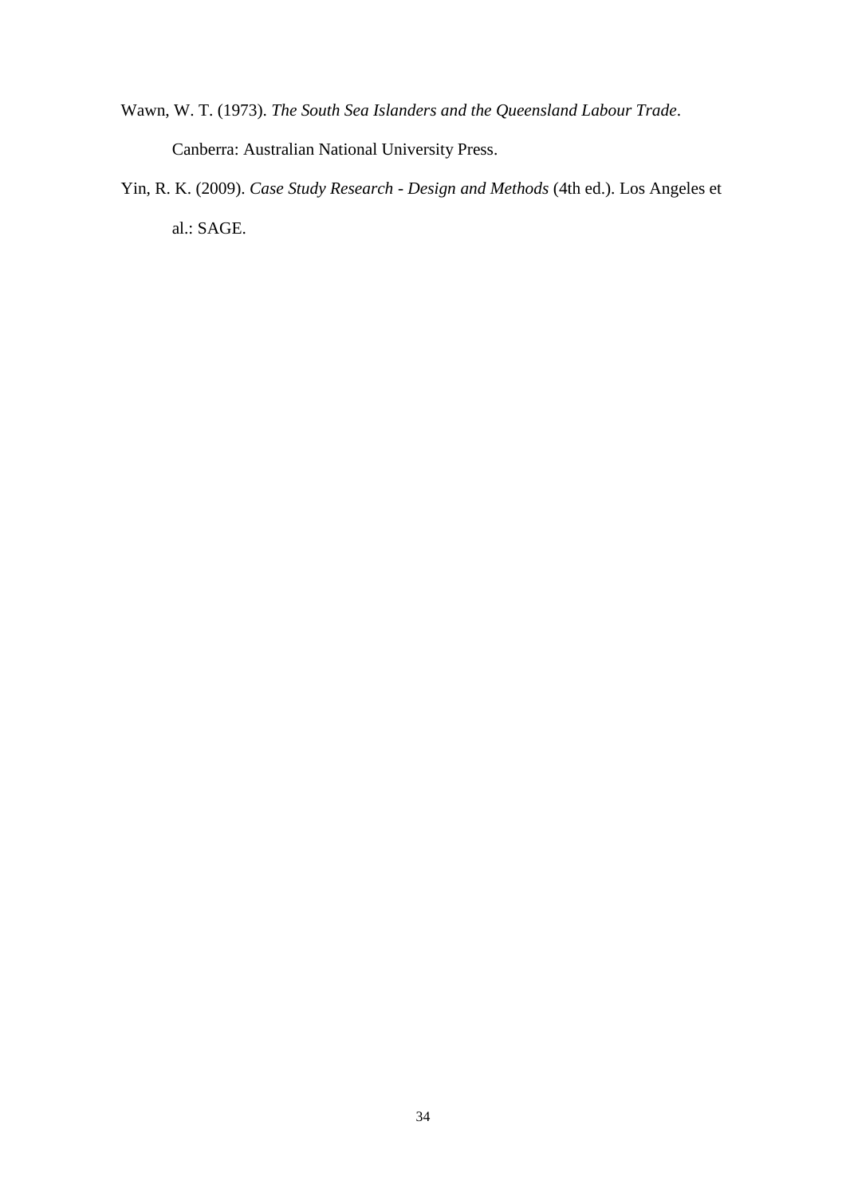Wawn, W. T. (1973). *The South Sea Islanders and the Queensland Labour Trade*. Canberra: Australian National University Press.

Yin, R. K. (2009). *Case Study Research - Design and Methods* (4th ed.). Los Angeles et al.: SAGE.